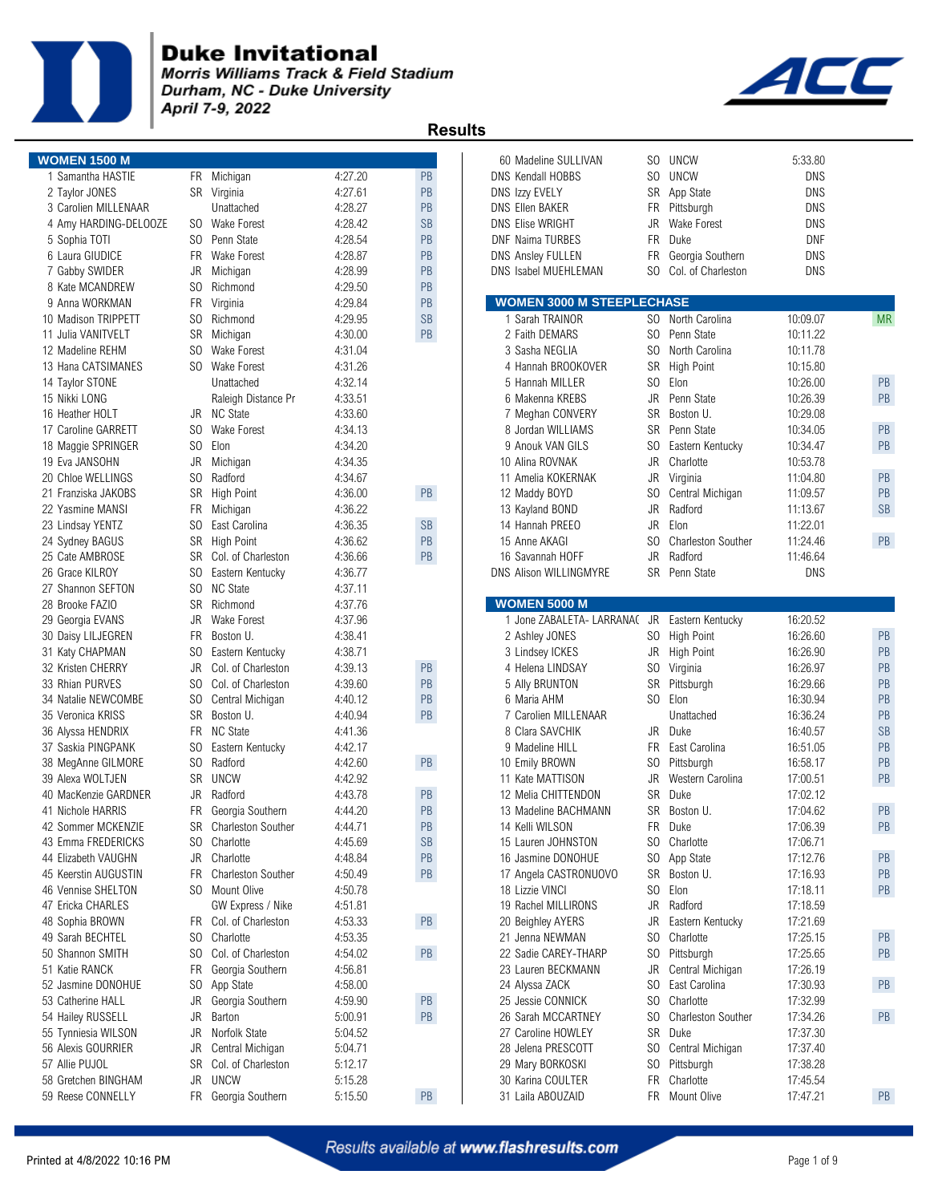# Duke Invitational

*Morris Williams Track & Field Stadium*
*Durham, NC - Duke University*
*April 7-9, 2022*

## Results

### WOMEN 1500 M

| Place | Name | Yr | Team | Time | Note |
|---|---|---|---|---|---|
| 1 | Samantha HASTIE | FR | Michigan | 4:27.20 | PB |
| 2 | Taylor JONES | SR | Virginia | 4:27.61 | PB |
| 3 | Carolien MILLENAAR | | Unattached | 4:28.27 | PB |
| 4 | Amy HARDING-DELOOZE | SO | Wake Forest | 4:28.42 | SB |
| 5 | Sophia TOTI | SO | Penn State | 4:28.54 | PB |
| 6 | Laura GIUDICE | FR | Wake Forest | 4:28.87 | PB |
| 7 | Gabby SWIDER | JR | Michigan | 4:28.99 | PB |
| 8 | Kate MCANDREW | SO | Richmond | 4:29.50 | PB |
| 9 | Anna WORKMAN | FR | Virginia | 4:29.84 | PB |
| 10 | Madison TRIPPETT | SO | Richmond | 4:29.95 | SB |
| 11 | Julia VANITVELT | SR | Michigan | 4:30.00 | PB |
| 12 | Madeline REHM | SO | Wake Forest | 4:31.04 | |
| 13 | Hana CATSIMANES | SO | Wake Forest | 4:31.26 | |
| 14 | Taylor STONE | | Unattached | 4:32.14 | |
| 15 | Nikki LONG | | Raleigh Distance Pr | 4:33.51 | |
| 16 | Heather HOLT | JR | NC State | 4:33.60 | |
| 17 | Caroline GARRETT | SO | Wake Forest | 4:34.13 | |
| 18 | Maggie SPRINGER | SO | Elon | 4:34.20 | |
| 19 | Eva JANSOHN | JR | Michigan | 4:34.35 | |
| 20 | Chloe WELLINGS | SO | Radford | 4:34.67 | |
| 21 | Franziska JAKOBS | SR | High Point | 4:36.00 | PB |
| 22 | Yasmine MANSI | FR | Michigan | 4:36.22 | |
| 23 | Lindsay YENTZ | SO | East Carolina | 4:36.35 | SB |
| 24 | Sydney BAGUS | SR | High Point | 4:36.62 | PB |
| 25 | Cate AMBROSE | SR | Col. of Charleston | 4:36.66 | PB |
| 26 | Grace KILROY | SO | Eastern Kentucky | 4:36.77 | |
| 27 | Shannon SEFTON | SO | NC State | 4:37.11 | |
| 28 | Brooke FAZIO | SR | Richmond | 4:37.76 | |
| 29 | Georgia EVANS | JR | Wake Forest | 4:37.96 | |
| 30 | Daisy LILJEGREN | FR | Boston U. | 4:38.41 | |
| 31 | Katy CHAPMAN | SO | Eastern Kentucky | 4:38.71 | |
| 32 | Kristen CHERRY | JR | Col. of Charleston | 4:39.13 | PB |
| 33 | Rhian PURVES | SO | Col. of Charleston | 4:39.60 | PB |
| 34 | Natalie NEWCOMBE | SO | Central Michigan | 4:40.12 | PB |
| 35 | Veronica KRISS | SR | Boston U. | 4:40.94 | PB |
| 36 | Alyssa HENDRIX | FR | NC State | 4:41.36 | |
| 37 | Saskia PINGPANK | SO | Eastern Kentucky | 4:42.17 | |
| 38 | MegAnne GILMORE | SO | Radford | 4:42.60 | PB |
| 39 | Alexa WOLTJEN | SR | UNCW | 4:42.92 | |
| 40 | MacKenzie GARDNER | JR | Radford | 4:43.78 | PB |
| 41 | Nichole HARRIS | FR | Georgia Southern | 4:44.20 | PB |
| 42 | Sommer MCKENZIE | SR | Charleston Souther | 4:44.71 | PB |
| 43 | Emma FREDERICKS | SO | Charlotte | 4:45.69 | SB |
| 44 | Elizabeth VAUGHN | JR | Charlotte | 4:48.84 | PB |
| 45 | Keerstin AUGUSTIN | FR | Charleston Souther | 4:50.49 | PB |
| 46 | Vennise SHELTON | SO | Mount Olive | 4:50.78 | |
| 47 | Ericka CHARLES | | GW Express / Nike | 4:51.81 | |
| 48 | Sophia BROWN | FR | Col. of Charleston | 4:53.33 | PB |
| 49 | Sarah BECHTEL | SO | Charlotte | 4:53.35 | |
| 50 | Shannon SMITH | SO | Col. of Charleston | 4:54.02 | PB |
| 51 | Katie RANCK | FR | Georgia Southern | 4:56.81 | |
| 52 | Jasmine DONOHUE | SO | App State | 4:58.00 | |
| 53 | Catherine HALL | JR | Georgia Southern | 4:59.90 | PB |
| 54 | Hailey RUSSELL | JR | Barton | 5:00.91 | PB |
| 55 | Tynniesia WILSON | JR | Norfolk State | 5:04.52 | |
| 56 | Alexis GOURRIER | JR | Central Michigan | 5:04.71 | |
| 57 | Allie PUJOL | SR | Col. of Charleston | 5:12.17 | |
| 58 | Gretchen BINGHAM | JR | UNCW | 5:15.28 | |
| 59 | Reese CONNELLY | FR | Georgia Southern | 5:15.50 | PB |
| 60 | Madeline SULLIVAN | SO | UNCW | 5:33.80 | |
| DNS | Kendall HOBBS | SO | UNCW | DNS | |
| DNS | Izzy EVELY | SR | App State | DNS | |
| DNS | Ellen BAKER | FR | Pittsburgh | DNS | |
| DNS | Elise WRIGHT | JR | Wake Forest | DNS | |
| DNF | Naima TURBES | FR | Duke | DNF | |
| DNS | Ansley FULLEN | FR | Georgia Southern | DNS | |
| DNS | Isabel MUEHLEMAN | SO | Col. of Charleston | DNS | |

### WOMEN 3000 M STEEPLECHASE

| Place | Name | Yr | Team | Time | Note |
|---|---|---|---|---|---|
| 1 | Sarah TRAINOR | SO | North Carolina | 10:09.07 | MR |
| 2 | Faith DEMARS | SO | Penn State | 10:11.22 | |
| 3 | Sasha NEGLIA | SO | North Carolina | 10:11.78 | |
| 4 | Hannah BROOKOVER | SR | High Point | 10:15.80 | |
| 5 | Hannah MILLER | SO | Elon | 10:26.00 | PB |
| 6 | Makenna KREBS | JR | Penn State | 10:26.39 | PB |
| 7 | Meghan CONVERY | SR | Boston U. | 10:29.08 | |
| 8 | Jordan WILLIAMS | SR | Penn State | 10:34.05 | PB |
| 9 | Anouk VAN GILS | SO | Eastern Kentucky | 10:34.47 | PB |
| 10 | Alina ROVNAK | JR | Charlotte | 10:53.78 | |
| 11 | Amelia KOKERNAK | JR | Virginia | 11:04.80 | PB |
| 12 | Maddy BOYD | SO | Central Michigan | 11:09.57 | PB |
| 13 | Kayland BOND | JR | Radford | 11:13.67 | SB |
| 14 | Hannah PREEO | JR | Elon | 11:22.01 | |
| 15 | Anne AKAGI | SO | Charleston Souther | 11:24.46 | PB |
| 16 | Savannah HOFF | JR | Radford | 11:46.64 | |
| DNS | Alison WILLINGMYRE | SR | Penn State | DNS | |

### WOMEN 5000 M

| Place | Name | Yr | Team | Time | Note |
|---|---|---|---|---|---|
| 1 | Jone ZABALETA- LARRANAC | JR | Eastern Kentucky | 16:20.52 | |
| 2 | Ashley JONES | SO | High Point | 16:26.60 | PB |
| 3 | Lindsey ICKES | JR | High Point | 16:26.90 | PB |
| 4 | Helena LINDSAY | SO | Virginia | 16:26.97 | PB |
| 5 | Ally BRUNTON | SR | Pittsburgh | 16:29.66 | PB |
| 6 | Maria AHM | SO | Elon | 16:30.94 | PB |
| 7 | Carolien MILLENAAR | | Unattached | 16:36.24 | PB |
| 8 | Clara SAVCHIK | JR | Duke | 16:40.57 | SB |
| 9 | Madeline HILL | FR | East Carolina | 16:51.05 | PB |
| 10 | Emily BROWN | SO | Pittsburgh | 16:58.17 | PB |
| 11 | Kate MATTISON | JR | Western Carolina | 17:00.51 | PB |
| 12 | Melia CHITTENDON | SR | Duke | 17:02.12 | |
| 13 | Madeline BACHMANN | SR | Boston U. | 17:04.62 | PB |
| 14 | Kelli WILSON | FR | Duke | 17:06.39 | PB |
| 15 | Lauren JOHNSTON | SO | Charlotte | 17:06.71 | |
| 16 | Jasmine DONOHUE | SO | App State | 17:12.76 | PB |
| 17 | Angela CASTRONUOVO | SR | Boston U. | 17:16.93 | PB |
| 18 | Lizzie VINCI | SO | Elon | 17:18.11 | PB |
| 19 | Rachel MILLIRONS | JR | Radford | 17:18.59 | |
| 20 | Beighley AYERS | JR | Eastern Kentucky | 17:21.69 | |
| 21 | Jenna NEWMAN | SO | Charlotte | 17:25.15 | PB |
| 22 | Sadie CAREY-THARP | SO | Pittsburgh | 17:25.65 | PB |
| 23 | Lauren BECKMANN | JR | Central Michigan | 17:26.19 | |
| 24 | Alyssa ZACK | SO | East Carolina | 17:30.93 | PB |
| 25 | Jessie CONNICK | SO | Charlotte | 17:32.99 | |
| 26 | Sarah MCCARTNEY | SO | Charleston Souther | 17:34.26 | PB |
| 27 | Caroline HOWLEY | SR | Duke | 17:37.30 | |
| 28 | Jelena PRESCOTT | SO | Central Michigan | 17:37.40 | |
| 29 | Mary BORKOSKI | SO | Pittsburgh | 17:38.28 | |
| 30 | Karina COULTER | FR | Charlotte | 17:45.54 | |
| 31 | Laila ABOUZAID | FR | Mount Olive | 17:47.21 | PB |

Results available at www.flashresults.com

Printed at 4/8/2022 10:16 PM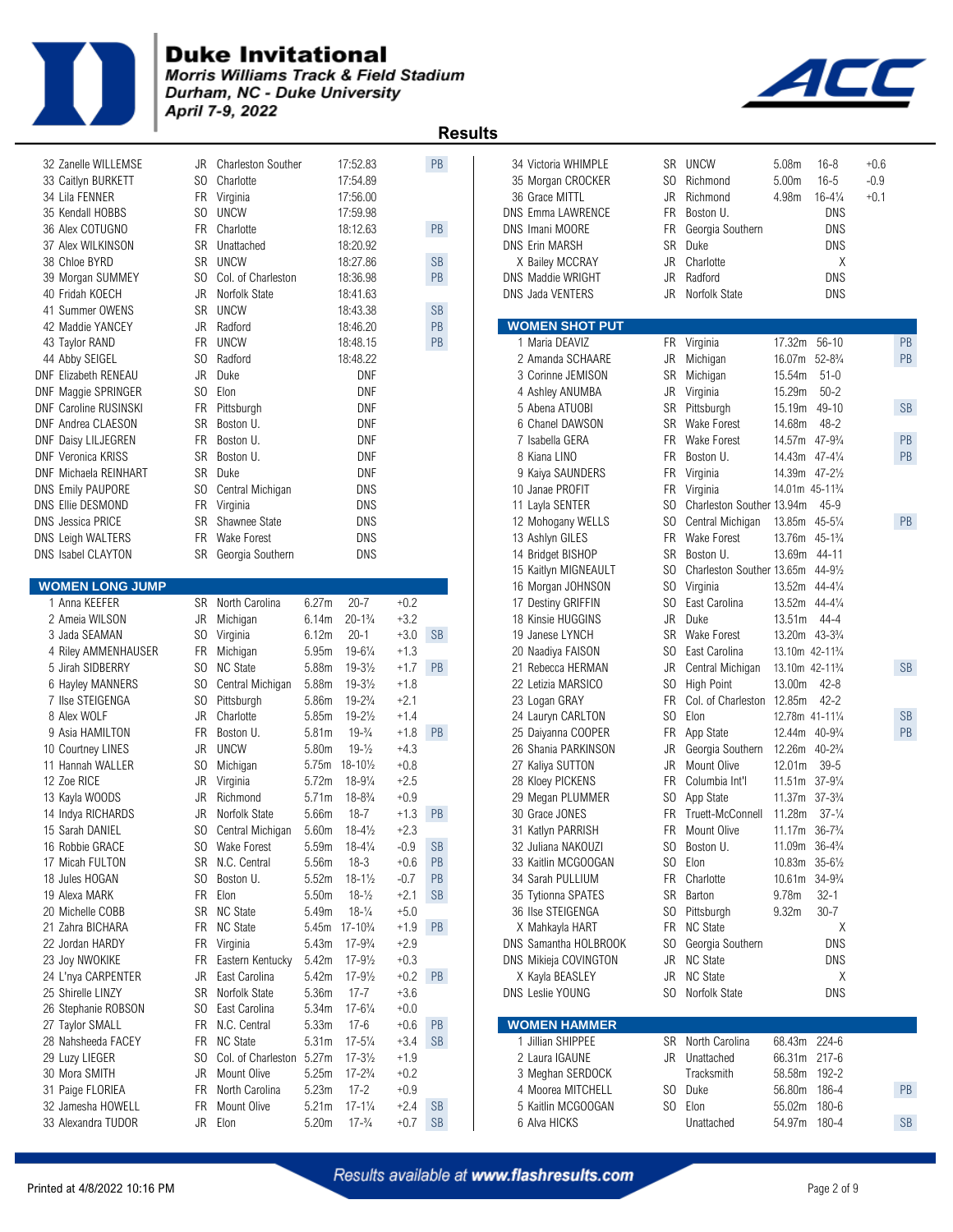# Duke Invitational

*Morris Williams Track & Field Stadium*
*Durham, NC - Duke University*
*April 7-9, 2022*

## Results

| Place | Name | Yr | Team | Time | Note |
|---|---|---|---|---|---|
| 32 | Zanelle WILLEMSE | JR | Charleston Souther | 17:52.83 | PB |
| 33 | Caitlyn BURKETT | SO | Charlotte | 17:54.89 | |
| 34 | Lila FENNER | FR | Virginia | 17:56.00 | |
| 35 | Kendall HOBBS | SO | UNCW | 17:59.98 | |
| 36 | Alex COTUGNO | FR | Charlotte | 18:12.63 | PB |
| 37 | Alex WILKINSON | SR | Unattached | 18:20.92 | |
| 38 | Chloe BYRD | SR | UNCW | 18:27.86 | SB |
| 39 | Morgan SUMMEY | SO | Col. of Charleston | 18:36.98 | PB |
| 40 | Fridah KOECH | JR | Norfolk State | 18:41.63 | |
| 41 | Summer OWENS | SR | UNCW | 18:43.38 | SB |
| 42 | Maddie YANCEY | JR | Radford | 18:46.20 | PB |
| 43 | Taylor RAND | FR | UNCW | 18:48.15 | PB |
| 44 | Abby SEIGEL | SO | Radford | 18:48.22 | |
| DNF | Elizabeth RENEAU | JR | Duke | DNF | |
| DNF | Maggie SPRINGER | SO | Elon | DNF | |
| DNF | Caroline RUSINSKI | FR | Pittsburgh | DNF | |
| DNF | Andrea CLAESON | SR | Boston U. | DNF | |
| DNF | Daisy LILJEGREN | FR | Boston U. | DNF | |
| DNF | Veronica KRISS | SR | Boston U. | DNF | |
| DNF | Michaela REINHART | SR | Duke | DNF | |
| DNS | Emily PAUPORE | SO | Central Michigan | DNS | |
| DNS | Ellie DESMOND | FR | Virginia | DNS | |
| DNS | Jessica PRICE | SR | Shawnee State | DNS | |
| DNS | Leigh WALTERS | FR | Wake Forest | DNS | |
| DNS | Isabel CLAYTON | SR | Georgia Southern | DNS | |

### WOMEN LONG JUMP

| Place | Name | Yr | Team | Mark | Conv | Wind | Note |
|---|---|---|---|---|---|---|---|
| 1 | Anna KEEFER | SR | North Carolina | 6.27m | 20-7 | +0.2 | |
| 2 | Ameia WILSON | JR | Michigan | 6.14m | 20-1¾ | +3.2 | |
| 3 | Jada SEAMAN | SO | Virginia | 6.12m | 20-1 | +3.0 | SB |
| 4 | Riley AMMENHAUSER | FR | Michigan | 5.95m | 19-6¼ | +1.3 | |
| 5 | Jirah SIDBERRY | SO | NC State | 5.88m | 19-3½ | +1.7 | PB |
| 6 | Hayley MANNERS | SO | Central Michigan | 5.88m | 19-3½ | +1.8 | |
| 7 | Ilse STEIGENGA | SO | Pittsburgh | 5.86m | 19-2¾ | +2.1 | |
| 8 | Alex WOLF | JR | Charlotte | 5.85m | 19-2½ | +1.4 | |
| 9 | Asia HAMILTON | FR | Boston U. | 5.81m | 19-¾ | +1.8 | PB |
| 10 | Courtney LINES | JR | UNCW | 5.80m | 19-½ | +4.3 | |
| 11 | Hannah WALLER | SO | Michigan | 5.75m | 18-10½ | +0.8 | |
| 12 | Zoe RICE | JR | Virginia | 5.72m | 18-9¼ | +2.5 | |
| 13 | Kayla WOODS | JR | Richmond | 5.71m | 18-8¾ | +0.9 | |
| 14 | Indya RICHARDS | JR | Norfolk State | 5.66m | 18-7 | +1.3 | PB |
| 15 | Sarah DANIEL | SO | Central Michigan | 5.60m | 18-4½ | +2.3 | |
| 16 | Robbie GRACE | SO | Wake Forest | 5.59m | 18-4¼ | -0.9 | SB |
| 17 | Micah FULTON | SR | N.C. Central | 5.56m | 18-3 | +0.6 | PB |
| 18 | Jules HOGAN | SO | Boston U. | 5.52m | 18-1½ | -0.7 | PB |
| 19 | Alexa MARK | FR | Elon | 5.50m | 18-½ | +2.1 | SB |
| 20 | Michelle COBB | SR | NC State | 5.49m | 18-¼ | +5.0 | |
| 21 | Zahra BICHARA | FR | NC State | 5.45m | 17-10¾ | +1.9 | PB |
| 22 | Jordan HARDY | FR | Virginia | 5.43m | 17-9¾ | +2.9 | |
| 23 | Joy NWOKIKE | FR | Eastern Kentucky | 5.42m | 17-9½ | +0.3 | |
| 24 | L'nya CARPENTER | JR | East Carolina | 5.42m | 17-9½ | +0.2 | PB |
| 25 | Shirelle LINZY | SR | Norfolk State | 5.36m | 17-7 | +3.6 | |
| 26 | Stephanie ROBSON | SO | East Carolina | 5.34m | 17-6¼ | +0.0 | |
| 27 | Taylor SMALL | FR | N.C. Central | 5.33m | 17-6 | +0.6 | PB |
| 28 | Nahsheeda FACEY | FR | NC State | 5.31m | 17-5¼ | +3.4 | SB |
| 29 | Luzy LIEGER | SO | Col. of Charleston | 5.27m | 17-3½ | +1.9 | |
| 30 | Mora SMITH | JR | Mount Olive | 5.25m | 17-2¾ | +0.2 | |
| 31 | Paige FLORIEA | FR | North Carolina | 5.23m | 17-2 | +0.9 | |
| 32 | Jamesha HOWELL | FR | Mount Olive | 5.21m | 17-1¼ | +2.4 | SB |
| 33 | Alexandra TUDOR | JR | Elon | 5.20m | 17-¾ | +0.7 | SB |
| 34 | Victoria WHIMPLE | SR | UNCW | 5.08m | 16-8 | +0.6 | |
| 35 | Morgan CROCKER | SO | Richmond | 5.00m | 16-5 | -0.9 | |
| 36 | Grace MITTL | JR | Richmond | 4.98m | 16-4¼ | +0.1 | |
| DNS | Emma LAWRENCE | FR | Boston U. | | DNS | | |
| DNS | Imani MOORE | FR | Georgia Southern | | DNS | | |
| DNS | Erin MARSH | SR | Duke | | DNS | | |
| X | Bailey MCCRAY | JR | Charlotte | | X | | |
| DNS | Maddie WRIGHT | JR | Radford | | DNS | | |
| DNS | Jada VENTERS | JR | Norfolk State | | DNS | | |

### WOMEN SHOT PUT

| Place | Name | Yr | Team | Mark | Conv | Note |
|---|---|---|---|---|---|---|
| 1 | Maria DEAVIZ | FR | Virginia | 17.32m | 56-10 | PB |
| 2 | Amanda SCHAARE | JR | Michigan | 16.07m | 52-8¾ | PB |
| 3 | Corinne JEMISON | SR | Michigan | 15.54m | 51-0 | |
| 4 | Ashley ANUMBA | JR | Virginia | 15.29m | 50-2 | |
| 5 | Abena ATUOBI | SR | Pittsburgh | 15.19m | 49-10 | SB |
| 6 | Chanel DAWSON | SR | Wake Forest | 14.68m | 48-2 | |
| 7 | Isabella GERA | FR | Wake Forest | 14.57m | 47-9¾ | PB |
| 8 | Kiana LINO | FR | Boston U. | 14.43m | 47-4¼ | PB |
| 9 | Kaiya SAUNDERS | FR | Virginia | 14.39m | 47-2½ | |
| 10 | Janae PROFIT | FR | Virginia | 14.01m | 45-11¾ | |
| 11 | Layla SENTER | SO | Charleston Souther | 13.94m | 45-9 | |
| 12 | Mohogany WELLS | SO | Central Michigan | 13.85m | 45-5¼ | PB |
| 13 | Ashlyn GILES | FR | Wake Forest | 13.76m | 45-1¾ | |
| 14 | Bridget BISHOP | SR | Boston U. | 13.69m | 44-11 | |
| 15 | Kaitlyn MIGNEAULT | SO | Charleston Souther | 13.65m | 44-9½ | |
| 16 | Morgan JOHNSON | SO | Virginia | 13.52m | 44-4¼ | |
| 17 | Destiny GRIFFIN | SO | East Carolina | 13.52m | 44-4¼ | |
| 18 | Kinsie HUGGINS | JR | Duke | 13.51m | 44-4 | |
| 19 | Janese LYNCH | SR | Wake Forest | 13.20m | 43-3¾ | |
| 20 | Naadiya FAISON | SO | East Carolina | 13.10m | 42-11¾ | |
| 21 | Rebecca HERMAN | JR | Central Michigan | 13.10m | 42-11¾ | SB |
| 22 | Letizia MARSICO | SO | High Point | 13.00m | 42-8 | |
| 23 | Logan GRAY | FR | Col. of Charleston | 12.85m | 42-2 | |
| 24 | Lauryn CARLTON | SO | Elon | 12.78m | 41-11¼ | SB |
| 25 | Daiyanna COOPER | FR | App State | 12.44m | 40-9¾ | PB |
| 26 | Shania PARKINSON | JR | Georgia Southern | 12.26m | 40-2¾ | |
| 27 | Kaliya SUTTON | JR | Mount Olive | 12.01m | 39-5 | |
| 28 | Kloey PICKENS | FR | Columbia Int'l | 11.51m | 37-9¼ | |
| 29 | Megan PLUMMER | SO | App State | 11.37m | 37-3¾ | |
| 30 | Grace JONES | FR | Truett-McConnell | 11.28m | 37-¼ | |
| 31 | Katlyn PARRISH | FR | Mount Olive | 11.17m | 36-7¾ | |
| 32 | Juliana NAKOUZI | SO | Boston U. | 11.09m | 36-4¾ | |
| 33 | Kaitlin MCGOOGAN | SO | Elon | 10.83m | 35-6½ | |
| 34 | Sarah PULLIUM | FR | Charlotte | 10.61m | 34-9¾ | |
| 35 | Tytionna SPATES | SR | Barton | 9.78m | 32-1 | |
| 36 | Ilse STEIGENGA | SO | Pittsburgh | 9.32m | 30-7 | |
| X | Mahkayla HART | FR | NC State | | X | |
| DNS | Samantha HOLBROOK | SO | Georgia Southern | | DNS | |
| DNS | Mikieja COVINGTON | JR | NC State | | DNS | |
| X | Kayla BEASLEY | JR | NC State | | X | |
| DNS | Leslie YOUNG | SO | Norfolk State | | DNS | |

### WOMEN HAMMER

| Place | Name | Yr | Team | Mark | Conv | Note |
|---|---|---|---|---|---|---|
| 1 | Jillian SHIPPEE | SR | North Carolina | 68.43m | 224-6 | |
| 2 | Laura IGAUNE | JR | Unattached | 66.31m | 217-6 | |
| 3 | Meghan SERDOCK | | Tracksmith | 58.58m | 192-2 | |
| 4 | Moorea MITCHELL | SO | Duke | 56.80m | 186-4 | PB |
| 5 | Kaitlin MCGOOGAN | SO | Elon | 55.02m | 180-6 | |
| 6 | Alva HICKS | | Unattached | 54.97m | 180-4 | SB |

Results available at www.flashresults.com

Printed at 4/8/2022 10:16 PM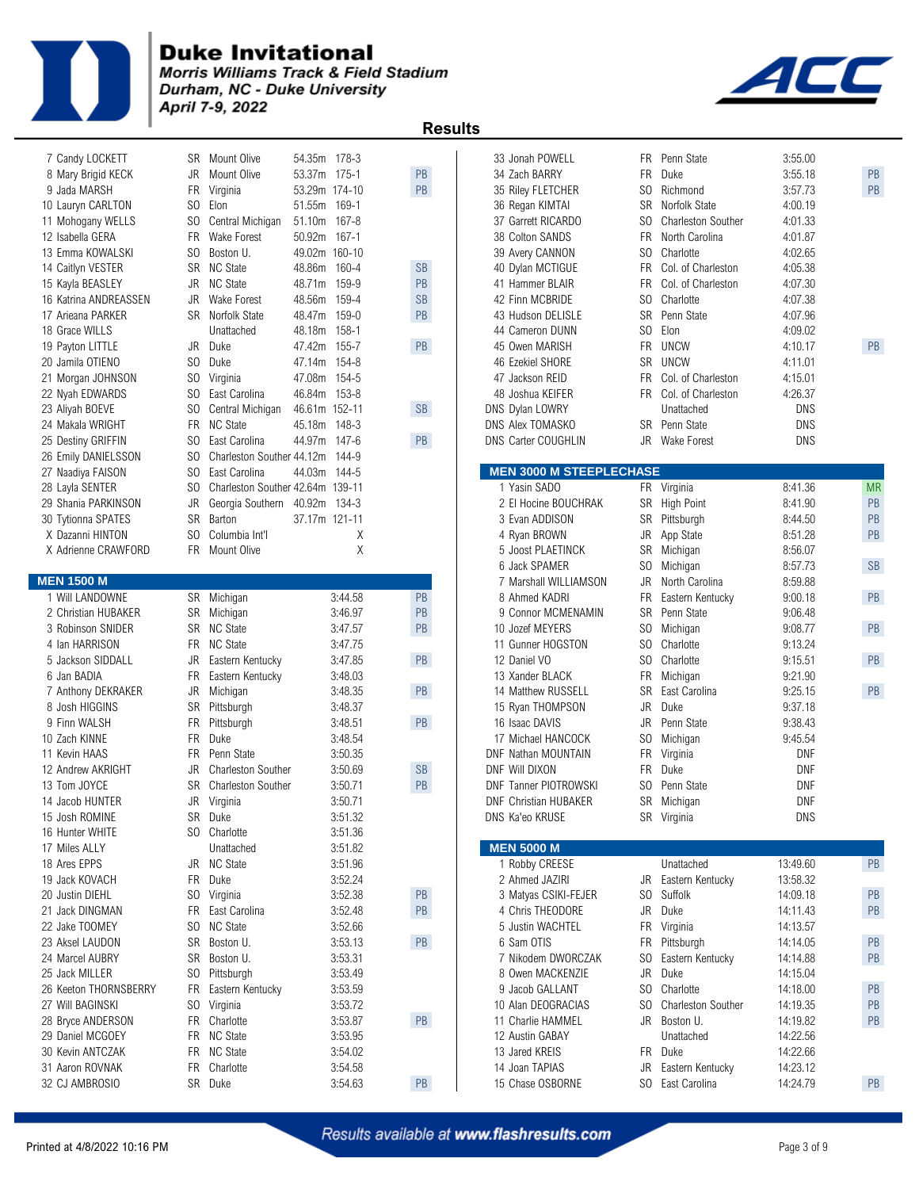# Duke Invitational

*Morris Williams Track & Field Stadium*
*Durham, NC - Duke University*
*April 7-9, 2022*

## Results

| Place | Name | Year | School | Mark | | Note |
|---|---|---|---|---|---|---|
| 7 | Candy LOCKETT | SR | Mount Olive | 54.35m | 178-3 | |
| 8 | Mary Brigid KECK | JR | Mount Olive | 53.37m | 175-1 | PB |
| 9 | Jada MARSH | FR | Virginia | 53.29m | 174-10 | PB |
| 10 | Lauryn CARLTON | SO | Elon | 51.55m | 169-1 | |
| 11 | Mohogany WELLS | SO | Central Michigan | 51.10m | 167-8 | |
| 12 | Isabella GERA | FR | Wake Forest | 50.92m | 167-1 | |
| 13 | Emma KOWALSKI | SO | Boston U. | 49.02m | 160-10 | |
| 14 | Caitlyn VESTER | SR | NC State | 48.86m | 160-4 | SB |
| 15 | Kayla BEASLEY | JR | NC State | 48.71m | 159-9 | PB |
| 16 | Katrina ANDREASSEN | JR | Wake Forest | 48.56m | 159-4 | SB |
| 17 | Arieana PARKER | SR | Norfolk State | 48.47m | 159-0 | PB |
| 18 | Grace WILLS | | Unattached | 48.18m | 158-1 | |
| 19 | Payton LITTLE | JR | Duke | 47.42m | 155-7 | PB |
| 20 | Jamila OTIENO | SO | Duke | 47.14m | 154-8 | |
| 21 | Morgan JOHNSON | SO | Virginia | 47.08m | 154-5 | |
| 22 | Nyah EDWARDS | SO | East Carolina | 46.84m | 153-8 | |
| 23 | Aliyah BOEVE | SO | Central Michigan | 46.61m | 152-11 | SB |
| 24 | Makala WRIGHT | FR | NC State | 45.18m | 148-3 | |
| 25 | Destiny GRIFFIN | SO | East Carolina | 44.97m | 147-6 | PB |
| 26 | Emily DANIELSSON | SO | Charleston Souther | 44.12m | 144-9 | |
| 27 | Naadiya FAISON | SO | East Carolina | 44.03m | 144-5 | |
| 28 | Layla SENTER | SO | Charleston Souther | 42.64m | 139-11 | |
| 29 | Shania PARKINSON | JR | Georgia Southern | 40.92m | 134-3 | |
| 30 | Tytionna SPATES | SR | Barton | 37.17m | 121-11 | |
| X | Dazanni HINTON | SO | Columbia Int'l | | X | |
| X | Adrienne CRAWFORD | FR | Mount Olive | | X | |

### MEN 1500 M

| Place | Name | Year | School | Mark | Note |
|---|---|---|---|---|---|
| 1 | Will LANDOWNE | SR | Michigan | 3:44.58 | PB |
| 2 | Christian HUBAKER | SR | Michigan | 3:46.97 | PB |
| 3 | Robinson SNIDER | SR | NC State | 3:47.57 | PB |
| 4 | Ian HARRISON | FR | NC State | 3:47.75 | |
| 5 | Jackson SIDDALL | JR | Eastern Kentucky | 3:47.85 | PB |
| 6 | Jan BADIA | FR | Eastern Kentucky | 3:48.03 | |
| 7 | Anthony DEKRAKER | JR | Michigan | 3:48.35 | PB |
| 8 | Josh HIGGINS | SR | Pittsburgh | 3:48.37 | |
| 9 | Finn WALSH | FR | Pittsburgh | 3:48.51 | PB |
| 10 | Zach KINNE | FR | Duke | 3:48.54 | |
| 11 | Kevin HAAS | FR | Penn State | 3:50.35 | |
| 12 | Andrew AKRIGHT | JR | Charleston Souther | 3:50.69 | SB |
| 13 | Tom JOYCE | SR | Charleston Souther | 3:50.71 | PB |
| 14 | Jacob HUNTER | JR | Virginia | 3:50.71 | |
| 15 | Josh ROMINE | SR | Duke | 3:51.32 | |
| 16 | Hunter WHITE | SO | Charlotte | 3:51.36 | |
| 17 | Miles ALLY | | Unattached | 3:51.82 | |
| 18 | Ares EPPS | JR | NC State | 3:51.96 | |
| 19 | Jack KOVACH | FR | Duke | 3:52.24 | |
| 20 | Justin DIEHL | SO | Virginia | 3:52.38 | PB |
| 21 | Jack DINGMAN | FR | East Carolina | 3:52.48 | PB |
| 22 | Jake TOOMEY | SO | NC State | 3:52.66 | |
| 23 | Aksel LAUDON | SR | Boston U. | 3:53.13 | PB |
| 24 | Marcel AUBRY | SR | Boston U. | 3:53.31 | |
| 25 | Jack MILLER | SO | Pittsburgh | 3:53.49 | |
| 26 | Keeton THORNSBERRY | FR | Eastern Kentucky | 3:53.59 | |
| 27 | Will BAGINSKI | SO | Virginia | 3:53.72 | |
| 28 | Bryce ANDERSON | FR | Charlotte | 3:53.87 | PB |
| 29 | Daniel MCGOEY | FR | NC State | 3:53.95 | |
| 30 | Kevin ANTCZAK | FR | NC State | 3:54.02 | |
| 31 | Aaron ROVNAK | FR | Charlotte | 3:54.58 | |
| 32 | CJ AMBROSIO | SR | Duke | 3:54.63 | PB |
| 33 | Jonah POWELL | FR | Penn State | 3:55.00 | |
| 34 | Zach BARRY | FR | Duke | 3:55.18 | PB |
| 35 | Riley FLETCHER | SO | Richmond | 3:57.73 | PB |
| 36 | Regan KIMTAI | SR | Norfolk State | 4:00.19 | |
| 37 | Garrett RICARDO | SO | Charleston Souther | 4:01.33 | |
| 38 | Colton SANDS | FR | North Carolina | 4:01.87 | |
| 39 | Avery CANNON | SO | Charlotte | 4:02.65 | |
| 40 | Dylan MCTIGUE | FR | Col. of Charleston | 4:05.38 | |
| 41 | Hammer BLAIR | FR | Col. of Charleston | 4:07.30 | |
| 42 | Finn MCBRIDE | SO | Charlotte | 4:07.38 | |
| 43 | Hudson DELISLE | SR | Penn State | 4:07.96 | |
| 44 | Cameron DUNN | SO | Elon | 4:09.02 | |
| 45 | Owen MARISH | FR | UNCW | 4:10.17 | PB |
| 46 | Ezekiel SHORE | SR | UNCW | 4:11.01 | |
| 47 | Jackson REID | FR | Col. of Charleston | 4:15.01 | |
| 48 | Joshua KEIFER | FR | Col. of Charleston | 4:26.37 | |
| DNS | Dylan LOWRY | | Unattached | DNS | |
| DNS | Alex TOMASKO | SR | Penn State | DNS | |
| DNS | Carter COUGHLIN | JR | Wake Forest | DNS | |

### MEN 3000 M STEEPLECHASE

| Place | Name | Year | School | Mark | Note |
|---|---|---|---|---|---|
| 1 | Yasin SADO | FR | Virginia | 8:41.36 | MR |
| 2 | El Hocine BOUCHRAK | SR | High Point | 8:41.90 | PB |
| 3 | Evan ADDISON | SR | Pittsburgh | 8:44.50 | PB |
| 4 | Ryan BROWN | JR | App State | 8:51.28 | PB |
| 5 | Joost PLAETINCK | SR | Michigan | 8:56.07 | |
| 6 | Jack SPAMER | SO | Michigan | 8:57.73 | SB |
| 7 | Marshall WILLIAMSON | JR | North Carolina | 8:59.88 | |
| 8 | Ahmed KADRI | FR | Eastern Kentucky | 9:00.18 | PB |
| 9 | Connor MCMENAMIN | SR | Penn State | 9:06.48 | |
| 10 | Jozef MEYERS | SO | Michigan | 9:08.77 | PB |
| 11 | Gunner HOGSTON | SO | Charlotte | 9:13.24 | |
| 12 | Daniel VO | SO | Charlotte | 9:15.51 | PB |
| 13 | Xander BLACK | FR | Michigan | 9:21.90 | |
| 14 | Matthew RUSSELL | SR | East Carolina | 9:25.15 | PB |
| 15 | Ryan THOMPSON | JR | Duke | 9:37.18 | |
| 16 | Isaac DAVIS | JR | Penn State | 9:38.43 | |
| 17 | Michael HANCOCK | SO | Michigan | 9:45.54 | |
| DNF | Nathan MOUNTAIN | FR | Virginia | DNF | |
| DNF | Will DIXON | FR | Duke | DNF | |
| DNF | Tanner PIOTROWSKI | SO | Penn State | DNF | |
| DNF | Christian HUBAKER | SR | Michigan | DNF | |
| DNS | Ka'eo KRUSE | SR | Virginia | DNS | |

### MEN 5000 M

| Place | Name | Year | School | Mark | Note |
|---|---|---|---|---|---|
| 1 | Robby CREESE | | Unattached | 13:49.60 | PB |
| 2 | Ahmed JAZIRI | JR | Eastern Kentucky | 13:58.32 | |
| 3 | Matyas CSIKI-FEJER | SO | Suffolk | 14:09.18 | PB |
| 4 | Chris THEODORE | JR | Duke | 14:11.43 | PB |
| 5 | Justin WACHTEL | FR | Virginia | 14:13.57 | |
| 6 | Sam OTIS | FR | Pittsburgh | 14:14.05 | PB |
| 7 | Nikodem DWORCZAK | SO | Eastern Kentucky | 14:14.88 | PB |
| 8 | Owen MACKENZIE | JR | Duke | 14:15.04 | |
| 9 | Jacob GALLANT | SO | Charlotte | 14:18.00 | PB |
| 10 | Alan DEOGRACIAS | SO | Charleston Souther | 14:19.35 | PB |
| 11 | Charlie HAMMEL | JR | Boston U. | 14:19.82 | PB |
| 12 | Austin GABAY | | Unattached | 14:22.56 | |
| 13 | Jared KREIS | FR | Duke | 14:22.66 | |
| 14 | Joan TAPIAS | JR | Eastern Kentucky | 14:23.12 | |
| 15 | Chase OSBORNE | SO | East Carolina | 14:24.79 | PB |

*Results available at www.flashresults.com*

Printed at 4/8/2022 10:16 PM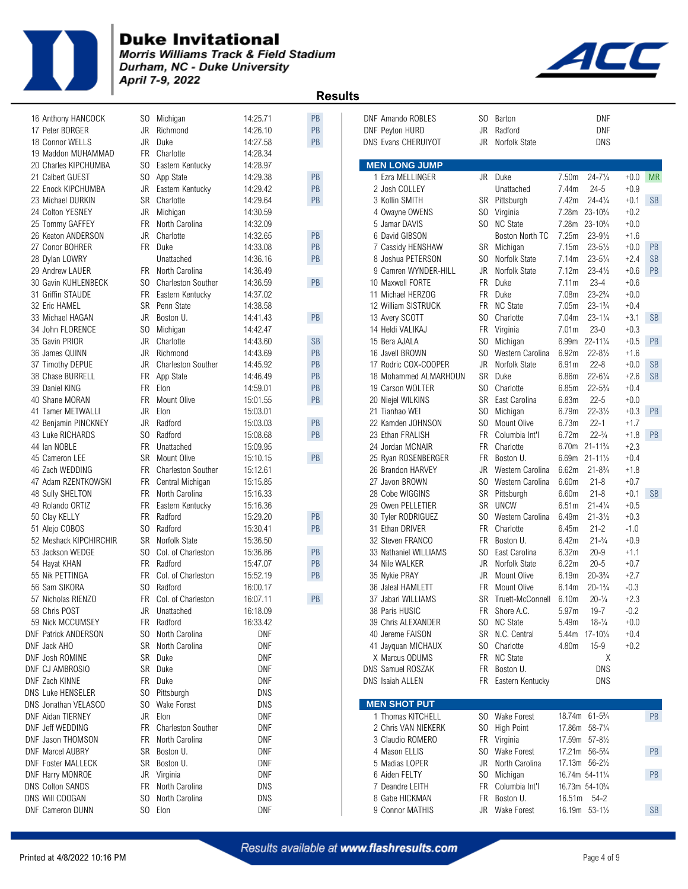# Duke Invitational

*Morris Williams Track & Field Stadium*
*Durham, NC - Duke University*
*April 7-9, 2022*

## Results

| Place | Name | Yr | Team | Time | |
|---|---|---|---|---|---|
| 16 | Anthony HANCOCK | SO | Michigan | 14:25.71 | PB |
| 17 | Peter BORGER | JR | Richmond | 14:26.10 | PB |
| 18 | Connor WELLS | JR | Duke | 14:27.58 | PB |
| 19 | Maddon MUHAMMAD | FR | Charlotte | 14:28.34 | |
| 20 | Charles KIPCHUMBA | SO | Eastern Kentucky | 14:28.97 | |
| 21 | Calbert GUEST | SO | App State | 14:29.38 | PB |
| 22 | Enock KIPCHUMBA | JR | Eastern Kentucky | 14:29.42 | PB |
| 23 | Michael DURKIN | SR | Charlotte | 14:29.64 | PB |
| 24 | Colton YESNEY | JR | Michigan | 14:30.59 | |
| 25 | Tommy GAFFEY | FR | North Carolina | 14:32.09 | |
| 26 | Keaton ANDERSON | JR | Charlotte | 14:32.65 | PB |
| 27 | Conor BOHRER | FR | Duke | 14:33.08 | PB |
| 28 | Dylan LOWRY | | Unattached | 14:36.16 | PB |
| 29 | Andrew LAUER | FR | North Carolina | 14:36.49 | |
| 30 | Gavin KUHLENBECK | SO | Charleston Souther | 14:36.59 | PB |
| 31 | Griffin STAUDE | FR | Eastern Kentucky | 14:37.02 | |
| 32 | Eric HAMEL | SR | Penn State | 14:38.58 | |
| 33 | Michael HAGAN | JR | Boston U. | 14:41.43 | PB |
| 34 | John FLORENCE | SO | Michigan | 14:42.47 | |
| 35 | Gavin PRIOR | JR | Charlotte | 14:43.60 | SB |
| 36 | James QUINN | JR | Richmond | 14:43.69 | PB |
| 37 | Timothy DEPUE | JR | Charleston Souther | 14:45.92 | PB |
| 38 | Chase BURRELL | FR | App State | 14:46.49 | PB |
| 39 | Daniel KING | FR | Elon | 14:59.01 | PB |
| 40 | Shane MORAN | FR | Mount Olive | 15:01.55 | PB |
| 41 | Tamer METWALLI | JR | Elon | 15:03.01 | |
| 42 | Benjamin PINCKNEY | JR | Radford | 15:03.03 | PB |
| 43 | Luke RICHARDS | SO | Radford | 15:08.68 | PB |
| 44 | Ian NOBLE | FR | Unattached | 15:09.95 | |
| 45 | Cameron LEE | SR | Mount Olive | 15:10.15 | PB |
| 46 | Zach WEDDING | FR | Charleston Souther | 15:12.61 | |
| 47 | Adam RZENTKOWSKI | FR | Central Michigan | 15:15.85 | |
| 48 | Sully SHELTON | FR | North Carolina | 15:16.33 | |
| 49 | Rolando ORTIZ | FR | Eastern Kentucky | 15:16.36 | |
| 50 | Clay KELLY | FR | Radford | 15:29.20 | PB |
| 51 | Alejo COBOS | SO | Radford | 15:30.41 | PB |
| 52 | Meshack KIPCHIRCHIR | SR | Norfolk State | 15:36.50 | |
| 53 | Jackson WEDGE | SO | Col. of Charleston | 15:36.86 | PB |
| 54 | Hayat KHAN | FR | Radford | 15:47.07 | PB |
| 55 | Nik PETTINGA | FR | Col. of Charleston | 15:52.19 | PB |
| 56 | Sam SIKORA | SO | Radford | 16:00.17 | |
| 57 | Nicholas RIENZO | FR | Col. of Charleston | 16:07.11 | PB |
| 58 | Chris POST | JR | Unattached | 16:18.09 | |
| 59 | Nick MCCUMSEY | FR | Radford | 16:33.42 | |
| DNF | Patrick ANDERSON | SO | North Carolina | DNF | |
| DNF | Jack AHO | SR | North Carolina | DNF | |
| DNF | Josh ROMINE | SR | Duke | DNF | |
| DNF | CJ AMBROSIO | SR | Duke | DNF | |
| DNF | Zach KINNE | FR | Duke | DNF | |
| DNS | Luke HENSELER | SO | Pittsburgh | DNS | |
| DNS | Jonathan VELASCO | SO | Wake Forest | DNS | |
| DNF | Aidan TIERNEY | JR | Elon | DNF | |
| DNF | Jeff WEDDING | FR | Charleston Souther | DNF | |
| DNF | Jason THOMSON | FR | North Carolina | DNF | |
| DNF | Marcel AUBRY | SR | Boston U. | DNF | |
| DNF | Foster MALLECK | SR | Boston U. | DNF | |
| DNF | Harry MONROE | JR | Virginia | DNF | |
| DNS | Colton SANDS | FR | North Carolina | DNS | |
| DNS | Will COOGAN | SO | North Carolina | DNS | |
| DNF | Cameron DUNN | SO | Elon | DNF | |
| DNF | Amando ROBLES | SO | Barton | DNF | |
| DNF | Peyton HURD | JR | Radford | DNF | |
| DNS | Evans CHERUIYOT | JR | Norfolk State | DNS | |

### MEN LONG JUMP

| Place | Name | Yr | Team | Mark | Imperial | Wind | |
|---|---|---|---|---|---|---|---|
| 1 | Ezra MELLINGER | JR | Duke | 7.50m | 24-7¼ | +0.0 | MR |
| 2 | Josh COLLEY | | Unattached | 7.44m | 24-5 | +0.9 | |
| 3 | Kollin SMITH | SR | Pittsburgh | 7.42m | 24-4¼ | +0.1 | SB |
| 4 | Owayne OWENS | SO | Virginia | 7.28m | 23-10¾ | +0.2 | |
| 5 | Jamar DAVIS | SO | NC State | 7.28m | 23-10¾ | +0.0 | |
| 6 | David GIBSON | | Boston North TC | 7.25m | 23-9½ | +1.6 | |
| 7 | Cassidy HENSHAW | SR | Michigan | 7.15m | 23-5½ | +0.0 | PB |
| 8 | Joshua PETERSON | SO | Norfolk State | 7.14m | 23-5¼ | +2.4 | SB |
| 9 | Camren WYNDER-HILL | JR | Norfolk State | 7.12m | 23-4½ | +0.6 | PB |
| 10 | Maxwell FORTE | FR | Duke | 7.11m | 23-4 | +0.6 | |
| 11 | Michael HERZOG | FR | Duke | 7.08m | 23-2¾ | +0.0 | |
| 12 | William SISTRUCK | FR | NC State | 7.05m | 23-1¾ | +0.4 | |
| 13 | Avery SCOTT | SO | Charlotte | 7.04m | 23-1¼ | +3.1 | SB |
| 14 | Heldi VALIKAJ | FR | Virginia | 7.01m | 23-0 | +0.3 | |
| 15 | Bera AJALA | SO | Michigan | 6.99m | 22-11¼ | +0.5 | PB |
| 16 | Javell BROWN | SO | Western Carolina | 6.92m | 22-8½ | +1.6 | |
| 17 | Rodric COX-COOPER | JR | Norfolk State | 6.91m | 22-8 | +0.0 | SB |
| 18 | Mohammed ALMARHOUN | SR | Duke | 6.86m | 22-6¼ | +2.6 | SB |
| 19 | Carson WOLTER | SO | Charlotte | 6.85m | 22-5¾ | +0.4 | |
| 20 | Niejel WILKINS | SR | East Carolina | 6.83m | 22-5 | +0.0 | |
| 21 | Tianhao WEI | SO | Michigan | 6.79m | 22-3½ | +0.3 | PB |
| 22 | Kamden JOHNSON | SO | Mount Olive | 6.73m | 22-1 | +1.7 | |
| 23 | Ethan FRALISH | FR | Columbia Int'l | 6.72m | 22-¾ | +1.8 | PB |
| 24 | Jordan MCNAIR | FR | Charlotte | 6.70m | 21-11¾ | +2.3 | |
| 25 | Ryan ROSENBERGER | FR | Boston U. | 6.69m | 21-11½ | +0.4 | |
| 26 | Brandon HARVEY | JR | Western Carolina | 6.62m | 21-8¾ | +1.8 | |
| 27 | Javon BROWN | SO | Western Carolina | 6.60m | 21-8 | +0.7 | |
| 28 | Cobe WIGGINS | SR | Pittsburgh | 6.60m | 21-8 | +0.1 | SB |
| 29 | Owen PELLETIER | SR | UNCW | 6.51m | 21-4¼ | +0.5 | |
| 30 | Tyler RODRIGUEZ | SO | Western Carolina | 6.49m | 21-3½ | +0.3 | |
| 31 | Ethan DRIVER | FR | Charlotte | 6.45m | 21-2 | -1.0 | |
| 32 | Steven FRANCO | FR | Boston U. | 6.42m | 21-¾ | +0.9 | |
| 33 | Nathaniel WILLIAMS | SO | East Carolina | 6.32m | 20-9 | +1.1 | |
| 34 | Nile WALKER | JR | Norfolk State | 6.22m | 20-5 | +0.7 | |
| 35 | Nykie PRAY | JR | Mount Olive | 6.19m | 20-3¾ | +2.7 | |
| 36 | Jaleal HAMLETT | FR | Mount Olive | 6.14m | 20-1¾ | -0.3 | |
| 37 | Jabari WILLIAMS | SR | Truett-McConnell | 6.10m | 20-¼ | +2.3 | |
| 38 | Paris HUSIC | FR | Shore A.C. | 5.97m | 19-7 | -0.2 | |
| 39 | Chris ALEXANDER | SO | NC State | 5.49m | 18-¼ | +0.0 | |
| 40 | Jereme FAISON | SR | N.C. Central | 5.44m | 17-10¼ | +0.4 | |
| 41 | Jayquan MICHAUX | SO | Charlotte | 4.80m | 15-9 | +0.2 | |
| X | Marcus ODUMS | FR | NC State | | X | | |
| DNS | Samuel ROSZAK | FR | Boston U. | | DNS | | |
| DNS | Isaiah ALLEN | FR | Eastern Kentucky | | DNS | | |

### MEN SHOT PUT

| Place | Name | Yr | Team | Mark | Imperial | |
|---|---|---|---|---|---|---|
| 1 | Thomas KITCHELL | SO | Wake Forest | 18.74m | 61-5¾ | PB |
| 2 | Chris VAN NIEKERK | SO | High Point | 17.86m | 58-7¼ | |
| 3 | Claudio ROMERO | FR | Virginia | 17.59m | 57-8½ | |
| 4 | Mason ELLIS | SO | Wake Forest | 17.21m | 56-5¾ | PB |
| 5 | Madias LOPER | JR | North Carolina | 17.13m | 56-2¼ | |
| 6 | Aiden FELTY | SO | Michigan | 16.74m | 54-11¼ | PB |
| 7 | Deandre LEITH | FR | Columbia Int'l | 16.73m | 54-10¾ | |
| 8 | Gabe HICKMAN | FR | Boston U. | 16.51m | 54-2 | |
| 9 | Connor MATHIS | JR | Wake Forest | 16.19m | 53-1½ | SB |

Printed at 4/8/2022 10:16 PM

*Results available at www.flashresults.com*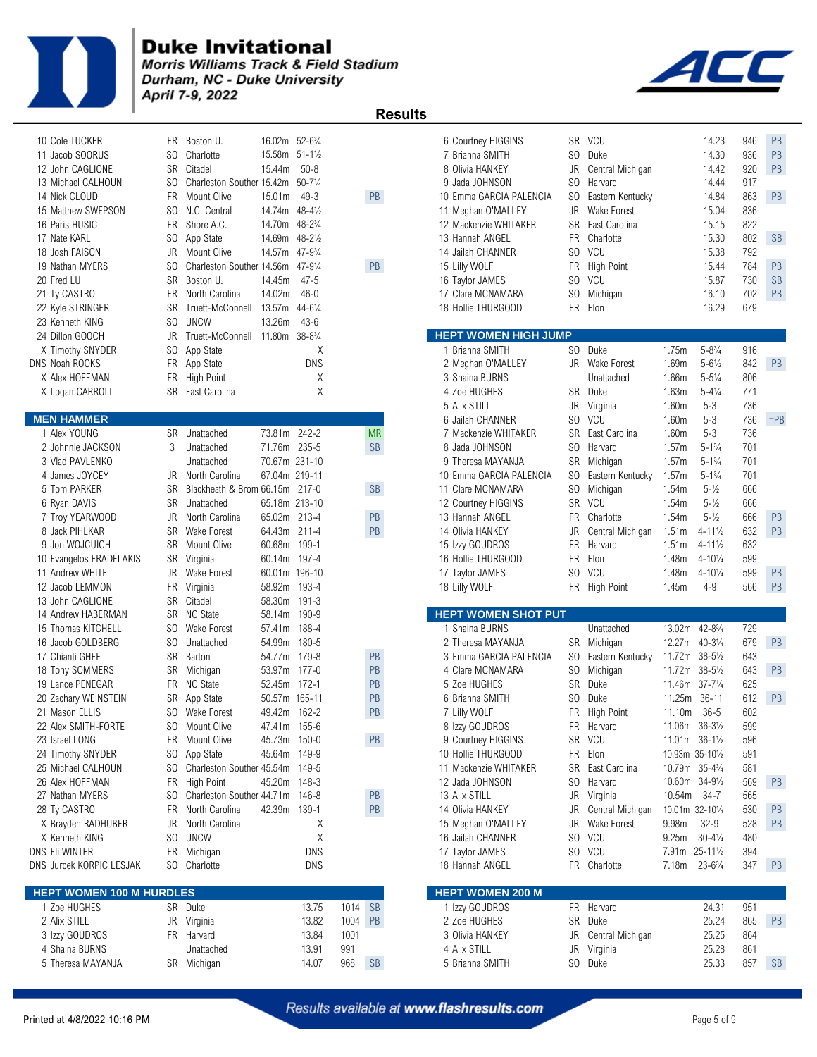# Duke Invitational

*Morris Williams Track & Field Stadium*
*Durham, NC - Duke University*
*April 7-9, 2022*

## Results

| Place | Name | Yr | Team | Mark | Imperial | Note |
|---|---|---|---|---|---|---|
| 10 | Cole TUCKER | FR | Boston U. | 16.02m | 52-6¾ | |
| 11 | Jacob SOORUS | SO | Charlotte | 15.58m | 51-1½ | |
| 12 | John CAGLIONE | SR | Citadel | 15.44m | 50-8 | |
| 13 | Michael CALHOUN | SO | Charleston Souther | 15.42m | 50-7¼ | |
| 14 | Nick CLOUD | FR | Mount Olive | 15.01m | 49-3 | PB |
| 15 | Matthew SWEPSON | SO | N.C. Central | 14.74m | 48-4½ | |
| 16 | Paris HUSIC | FR | Shore A.C. | 14.70m | 48-2¾ | |
| 17 | Nate KARL | SO | App State | 14.69m | 48-2½ | |
| 18 | Josh FAISON | JR | Mount Olive | 14.57m | 47-9¾ | |
| 19 | Nathan MYERS | SO | Charleston Souther | 14.56m | 47-9¼ | PB |
| 20 | Fred LU | SR | Boston U. | 14.45m | 47-5 | |
| 21 | Ty CASTRO | FR | North Carolina | 14.02m | 46-0 | |
| 22 | Kyle STRINGER | SR | Truett-McConnell | 13.57m | 44-6¼ | |
| 23 | Kenneth KING | SO | UNCW | 13.26m | 43-6 | |
| 24 | Dillon GOOCH | JR | Truett-McConnell | 11.80m | 38-8¾ | |
| X | Timothy SNYDER | SO | App State | | X | |
| DNS | Noah ROOKS | FR | App State | | DNS | |
| X | Alex HOFFMAN | FR | High Point | | X | |
| X | Logan CARROLL | SR | East Carolina | | X | |

### MEN HAMMER

| Place | Name | Yr | Team | Mark | Imperial | Note |
|---|---|---|---|---|---|---|
| 1 | Alex YOUNG | SR | Unattached | 73.81m | 242-2 | MR |
| 2 | Johnnie JACKSON | 3 | Unattached | 71.76m | 235-5 | SB |
| 3 | Vlad PAVLENKO | | Unattached | 70.67m | 231-10 | |
| 4 | James JOYCEY | JR | North Carolina | 67.04m | 219-11 | |
| 5 | Tom PARKER | SR | Blackheath & Brom | 66.15m | 217-0 | SB |
| 6 | Ryan DAVIS | SR | Unattached | 65.18m | 213-10 | |
| 7 | Troy YEARWOOD | JR | North Carolina | 65.02m | 213-4 | PB |
| 8 | Jack PIHLKAR | SR | Wake Forest | 64.43m | 211-4 | PB |
| 9 | Jon WOJCUICH | SR | Mount Olive | 60.68m | 199-1 | |
| 10 | Evangelos FRADELAKIS | SR | Virginia | 60.14m | 197-4 | |
| 11 | Andrew WHITE | JR | Wake Forest | 60.01m | 196-10 | |
| 12 | Jacob LEMMON | FR | Virginia | 58.92m | 193-4 | |
| 13 | John CAGLIONE | SR | Citadel | 58.30m | 191-3 | |
| 14 | Andrew HABERMAN | SR | NC State | 58.14m | 190-9 | |
| 15 | Thomas KITCHELL | SO | Wake Forest | 57.41m | 188-4 | |
| 16 | Jacob GOLDBERG | SO | Unattached | 54.99m | 180-5 | |
| 17 | Chianti GHEE | SR | Barton | 54.77m | 179-8 | PB |
| 18 | Tony SOMMERS | SR | Michigan | 53.97m | 177-0 | PB |
| 19 | Lance PENEGAR | FR | NC State | 52.45m | 172-1 | PB |
| 20 | Zachary WEINSTEIN | SR | App State | 50.57m | 165-11 | PB |
| 21 | Mason ELLIS | SO | Wake Forest | 49.42m | 162-2 | PB |
| 22 | Alex SMITH-FORTE | SO | Mount Olive | 47.41m | 155-6 | |
| 23 | Israel LONG | FR | Mount Olive | 45.73m | 150-0 | PB |
| 24 | Timothy SNYDER | SO | App State | 45.64m | 149-9 | |
| 25 | Michael CALHOUN | SO | Charleston Souther | 45.54m | 149-5 | |
| 26 | Alex HOFFMAN | FR | High Point | 45.20m | 148-3 | |
| 27 | Nathan MYERS | SO | Charleston Souther | 44.71m | 146-8 | PB |
| 28 | Ty CASTRO | FR | North Carolina | 42.39m | 139-1 | PB |
| X | Brayden RADHUBER | JR | North Carolina | | X | |
| X | Kenneth KING | SO | UNCW | | X | |
| DNS | Eli WINTER | FR | Michigan | | DNS | |
| DNS | Jurcek KORPIC LESJAK | SO | Charlotte | | DNS | |

### HEPT WOMEN 100 M HURDLES

| Place | Name | Yr | Team | Mark | Points | Note |
|---|---|---|---|---|---|---|
| 1 | Zoe HUGHES | SR | Duke | 13.75 | 1014 | SB |
| 2 | Alix STILL | JR | Virginia | 13.82 | 1004 | PB |
| 3 | Izzy GOUDROS | FR | Harvard | 13.84 | 1001 | |
| 4 | Shaina BURNS | | Unattached | 13.91 | 991 | |
| 5 | Theresa MAYANJA | SR | Michigan | 14.07 | 968 | SB |
| 6 | Courtney HIGGINS | SR | VCU | 14.23 | 946 | PB |
| 7 | Brianna SMITH | SO | Duke | 14.30 | 936 | PB |
| 8 | Olivia HANKEY | JR | Central Michigan | 14.42 | 920 | PB |
| 9 | Jada JOHNSON | SO | Harvard | 14.44 | 917 | |
| 10 | Emma GARCIA PALENCIA | SO | Eastern Kentucky | 14.84 | 863 | PB |
| 11 | Meghan O'MALLEY | JR | Wake Forest | 15.04 | 836 | |
| 12 | Mackenzie WHITAKER | SR | East Carolina | 15.15 | 822 | |
| 13 | Hannah ANGEL | FR | Charlotte | 15.30 | 802 | SB |
| 14 | Jailah CHANNER | SO | VCU | 15.38 | 792 | |
| 15 | Lilly WOLF | FR | High Point | 15.44 | 784 | PB |
| 16 | Taylor JAMES | SO | VCU | 15.87 | 730 | SB |
| 17 | Clare MCNAMARA | SO | Michigan | 16.10 | 702 | PB |
| 18 | Hollie THURGOOD | FR | Elon | 16.29 | 679 | |

### HEPT WOMEN HIGH JUMP

| Place | Name | Yr | Team | Mark | Imperial | Points | Note |
|---|---|---|---|---|---|---|---|
| 1 | Brianna SMITH | SO | Duke | 1.75m | 5-8¾ | 916 | |
| 2 | Meghan O'MALLEY | JR | Wake Forest | 1.69m | 5-6½ | 842 | PB |
| 3 | Shaina BURNS | | Unattached | 1.66m | 5-5¼ | 806 | |
| 4 | Zoe HUGHES | SR | Duke | 1.63m | 5-4¼ | 771 | |
| 5 | Alix STILL | JR | Virginia | 1.60m | 5-3 | 736 | |
| 6 | Jailah CHANNER | SO | VCU | 1.60m | 5-3 | 736 | =PB |
| 7 | Mackenzie WHITAKER | SR | East Carolina | 1.60m | 5-3 | 736 | |
| 8 | Jada JOHNSON | SO | Harvard | 1.57m | 5-1¾ | 701 | |
| 9 | Theresa MAYANJA | SR | Michigan | 1.57m | 5-1¾ | 701 | |
| 10 | Emma GARCIA PALENCIA | SO | Eastern Kentucky | 1.57m | 5-1¾ | 701 | |
| 11 | Clare MCNAMARA | SO | Michigan | 1.54m | 5-½ | 666 | |
| 12 | Courtney HIGGINS | SR | VCU | 1.54m | 5-½ | 666 | |
| 13 | Hannah ANGEL | FR | Charlotte | 1.54m | 5-½ | 666 | PB |
| 14 | Olivia HANKEY | JR | Central Michigan | 1.51m | 4-11½ | 632 | PB |
| 15 | Izzy GOUDROS | FR | Harvard | 1.51m | 4-11½ | 632 | |
| 16 | Hollie THURGOOD | FR | Elon | 1.48m | 4-10¼ | 599 | |
| 17 | Taylor JAMES | SO | VCU | 1.48m | 4-10¼ | 599 | PB |
| 18 | Lilly WOLF | FR | High Point | 1.45m | 4-9 | 566 | PB |

### HEPT WOMEN SHOT PUT

| Place | Name | Yr | Team | Mark | Imperial | Points | Note |
|---|---|---|---|---|---|---|---|
| 1 | Shaina BURNS | | Unattached | 13.02m | 42-8¾ | 729 | |
| 2 | Theresa MAYANJA | SR | Michigan | 12.27m | 40-3¼ | 679 | PB |
| 3 | Emma GARCIA PALENCIA | SO | Eastern Kentucky | 11.72m | 38-5½ | 643 | |
| 4 | Clare MCNAMARA | SO | Michigan | 11.72m | 38-5½ | 643 | PB |
| 5 | Zoe HUGHES | SR | Duke | 11.46m | 37-7¼ | 625 | |
| 6 | Brianna SMITH | SO | Duke | 11.25m | 36-11 | 612 | PB |
| 7 | Lilly WOLF | FR | High Point | 11.10m | 36-5 | 602 | |
| 8 | Izzy GOUDROS | FR | Harvard | 11.06m | 36-3½ | 599 | |
| 9 | Courtney HIGGINS | SR | VCU | 11.01m | 36-1½ | 596 | |
| 10 | Hollie THURGOOD | FR | Elon | 10.93m | 35-10½ | 591 | |
| 11 | Mackenzie WHITAKER | SR | East Carolina | 10.79m | 35-4¾ | 581 | |
| 12 | Jada JOHNSON | SO | Harvard | 10.60m | 34-9½ | 569 | PB |
| 13 | Alix STILL | JR | Virginia | 10.54m | 34-7 | 565 | |
| 14 | Olivia HANKEY | JR | Central Michigan | 10.01m | 32-10¼ | 530 | PB |
| 15 | Meghan O'MALLEY | JR | Wake Forest | 9.98m | 32-9 | 528 | PB |
| 16 | Jailah CHANNER | SO | VCU | 9.25m | 30-4¼ | 480 | |
| 17 | Taylor JAMES | SO | VCU | 7.91m | 25-11½ | 394 | |
| 18 | Hannah ANGEL | FR | Charlotte | 7.18m | 23-6¾ | 347 | PB |

### HEPT WOMEN 200 M

| Place | Name | Yr | Team | Mark | Points | Note |
|---|---|---|---|---|---|---|
| 1 | Izzy GOUDROS | FR | Harvard | 24.31 | 951 | |
| 2 | Zoe HUGHES | SR | Duke | 25.24 | 865 | PB |
| 3 | Olivia HANKEY | JR | Central Michigan | 25.25 | 864 | |
| 4 | Alix STILL | JR | Virginia | 25.28 | 861 | |
| 5 | Brianna SMITH | SO | Duke | 25.33 | 857 | SB |

*Results available at www.flashresults.com*

Printed at 4/8/2022 10:16 PM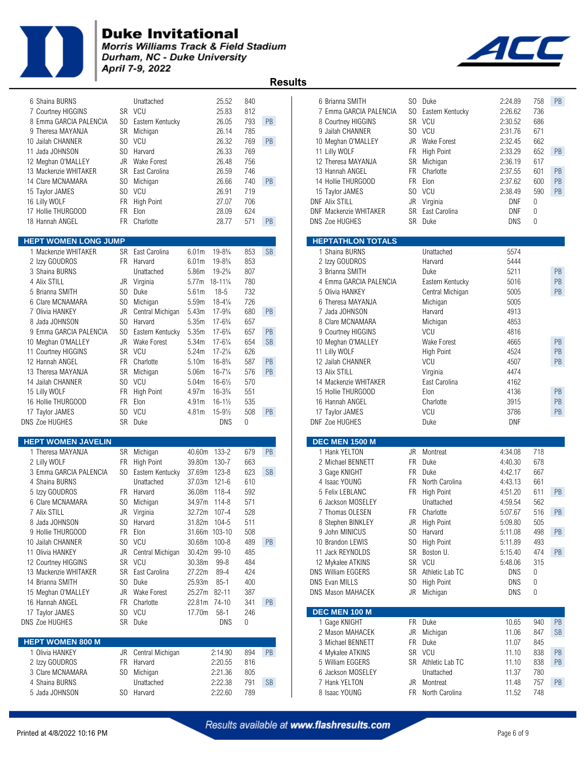# Duke Invitational

*Morris Williams Track & Field Stadium*
*Durham, NC - Duke University*
*April 7-9, 2022*

## Results

| Place | Name | Yr | Team | Mark | Points | |
|---|---|---|---|---|---|---|
| 6 | Shaina BURNS | | Unattached | 25.52 | 840 | |
| 7 | Courtney HIGGINS | SR | VCU | 25.83 | 812 | |
| 8 | Emma GARCIA PALENCIA | SO | Eastern Kentucky | 26.05 | 793 | PB |
| 9 | Theresa MAYANJA | SR | Michigan | 26.14 | 785 | |
| 10 | Jailah CHANNER | SO | VCU | 26.32 | 769 | PB |
| 11 | Jada JOHNSON | SO | Harvard | 26.33 | 769 | |
| 12 | Meghan O'MALLEY | JR | Wake Forest | 26.48 | 756 | |
| 13 | Mackenzie WHITAKER | SR | East Carolina | 26.59 | 746 | |
| 14 | Clare MCNAMARA | SO | Michigan | 26.66 | 740 | PB |
| 15 | Taylor JAMES | SO | VCU | 26.91 | 719 | |
| 16 | Lilly WOLF | FR | High Point | 27.07 | 706 | |
| 17 | Hollie THURGOOD | FR | Elon | 28.09 | 624 | |
| 18 | Hannah ANGEL | FR | Charlotte | 28.77 | 571 | PB |

### HEPT WOMEN LONG JUMP

| Place | Name | Yr | Team | Mark | | Points | |
|---|---|---|---|---|---|---|---|
| 1 | Mackenzie WHITAKER | SR | East Carolina | 6.01m | 19-8¾ | 853 | SB |
| 2 | Izzy GOUDROS | FR | Harvard | 6.01m | 19-8¾ | 853 | |
| 3 | Shaina BURNS | | Unattached | 5.86m | 19-2¾ | 807 | |
| 4 | Alix STILL | JR | Virginia | 5.77m | 18-11¼ | 780 | |
| 5 | Brianna SMITH | SO | Duke | 5.61m | 18-5 | 732 | |
| 6 | Clare MCNAMARA | SO | Michigan | 5.59m | 18-4¼ | 726 | |
| 7 | Olivia HANKEY | JR | Central Michigan | 5.43m | 17-9¾ | 680 | PB |
| 8 | Jada JOHNSON | SO | Harvard | 5.35m | 17-6¾ | 657 | |
| 9 | Emma GARCIA PALENCIA | SO | Eastern Kentucky | 5.35m | 17-6¾ | 657 | PB |
| 10 | Meghan O'MALLEY | JR | Wake Forest | 5.34m | 17-6¼ | 654 | SB |
| 11 | Courtney HIGGINS | SR | VCU | 5.24m | 17-2¼ | 626 | |
| 12 | Hannah ANGEL | FR | Charlotte | 5.10m | 16-8¾ | 587 | PB |
| 13 | Theresa MAYANJA | SR | Michigan | 5.06m | 16-7¼ | 576 | PB |
| 14 | Jailah CHANNER | SO | VCU | 5.04m | 16-6½ | 570 | |
| 15 | Lilly WOLF | FR | High Point | 4.97m | 16-3¾ | 551 | |
| 16 | Hollie THURGOOD | FR | Elon | 4.91m | 16-1½ | 535 | |
| 17 | Taylor JAMES | SO | VCU | 4.81m | 15-9½ | 508 | PB |
| DNS | Zoe HUGHES | SR | Duke | | DNS | 0 | |

### HEPT WOMEN JAVELIN

| Place | Name | Yr | Team | Mark | | Points | |
|---|---|---|---|---|---|---|---|
| 1 | Theresa MAYANJA | SR | Michigan | 40.60m | 133-2 | 679 | PB |
| 2 | Lilly WOLF | FR | High Point | 39.80m | 130-7 | 663 | |
| 3 | Emma GARCIA PALENCIA | SO | Eastern Kentucky | 37.69m | 123-8 | 623 | SB |
| 4 | Shaina BURNS | | Unattached | 37.03m | 121-6 | 610 | |
| 5 | Izzy GOUDROS | FR | Harvard | 36.08m | 118-4 | 592 | |
| 6 | Clare MCNAMARA | SO | Michigan | 34.97m | 114-8 | 571 | |
| 7 | Alix STILL | JR | Virginia | 32.72m | 107-4 | 528 | |
| 8 | Jada JOHNSON | SO | Harvard | 31.82m | 104-5 | 511 | |
| 9 | Hollie THURGOOD | FR | Elon | 31.66m | 103-10 | 508 | |
| 10 | Jailah CHANNER | SO | VCU | 30.68m | 100-8 | 489 | PB |
| 11 | Olivia HANKEY | JR | Central Michigan | 30.42m | 99-10 | 485 | |
| 12 | Courtney HIGGINS | SR | VCU | 30.38m | 99-8 | 484 | |
| 13 | Mackenzie WHITAKER | SR | East Carolina | 27.22m | 89-4 | 424 | |
| 14 | Brianna SMITH | SO | Duke | 25.93m | 85-1 | 400 | |
| 15 | Meghan O'MALLEY | JR | Wake Forest | 25.27m | 82-11 | 387 | |
| 16 | Hannah ANGEL | FR | Charlotte | 22.81m | 74-10 | 341 | PB |
| 17 | Taylor JAMES | SO | VCU | 17.70m | 58-1 | 246 | |
| DNS | Zoe HUGHES | SR | Duke | | DNS | 0 | |

### HEPT WOMEN 800 M

| Place | Name | Yr | Team | Mark | Points | |
|---|---|---|---|---|---|---|
| 1 | Olivia HANKEY | JR | Central Michigan | 2:14.90 | 894 | PB |
| 2 | Izzy GOUDROS | FR | Harvard | 2:20.55 | 816 | |
| 3 | Clare MCNAMARA | SO | Michigan | 2:21.36 | 805 | |
| 4 | Shaina BURNS | | Unattached | 2:22.38 | 791 | SB |
| 5 | Jada JOHNSON | SO | Harvard | 2:22.60 | 789 | |
| 6 | Brianna SMITH | SO | Duke | 2:24.89 | 758 | PB |
| 7 | Emma GARCIA PALENCIA | SO | Eastern Kentucky | 2:26.62 | 736 | |
| 8 | Courtney HIGGINS | SR | VCU | 2:30.52 | 686 | |
| 9 | Jailah CHANNER | SO | VCU | 2:31.76 | 671 | |
| 10 | Meghan O'MALLEY | JR | Wake Forest | 2:32.45 | 662 | |
| 11 | Lilly WOLF | FR | High Point | 2:33.29 | 652 | PB |
| 12 | Theresa MAYANJA | SR | Michigan | 2:36.19 | 617 | |
| 13 | Hannah ANGEL | FR | Charlotte | 2:37.55 | 601 | PB |
| 14 | Hollie THURGOOD | FR | Elon | 2:37.62 | 600 | PB |
| 15 | Taylor JAMES | SO | VCU | 2:38.49 | 590 | PB |
| DNF | Alix STILL | JR | Virginia | DNF | 0 | |
| DNF | Mackenzie WHITAKER | SR | East Carolina | DNF | 0 | |
| DNS | Zoe HUGHES | SR | Duke | DNS | 0 | |

### HEPTATHLON TOTALS

| Place | Name | Team | Points | |
|---|---|---|---|---|
| 1 | Shaina BURNS | Unattached | 5574 | |
| 2 | Izzy GOUDROS | Harvard | 5444 | |
| 3 | Brianna SMITH | Duke | 5211 | PB |
| 4 | Emma GARCIA PALENCIA | Eastern Kentucky | 5016 | PB |
| 5 | Olivia HANKEY | Central Michigan | 5005 | PB |
| 6 | Theresa MAYANJA | Michigan | 5005 | |
| 7 | Jada JOHNSON | Harvard | 4913 | |
| 8 | Clare MCNAMARA | Michigan | 4853 | |
| 9 | Courtney HIGGINS | VCU | 4816 | |
| 10 | Meghan O'MALLEY | Wake Forest | 4665 | PB |
| 11 | Lilly WOLF | High Point | 4524 | PB |
| 12 | Jailah CHANNER | VCU | 4507 | PB |
| 13 | Alix STILL | Virginia | 4474 | |
| 14 | Mackenzie WHITAKER | East Carolina | 4162 | |
| 15 | Hollie THURGOOD | Elon | 4136 | PB |
| 16 | Hannah ANGEL | Charlotte | 3915 | PB |
| 17 | Taylor JAMES | VCU | 3786 | PB |
| DNF | Zoe HUGHES | Duke | DNF | |

### DEC MEN 1500 M

| Place | Name | Yr | Team | Mark | Points | |
|---|---|---|---|---|---|---|
| 1 | Hank YELTON | JR | Montreat | 4:34.08 | 718 | |
| 2 | Michael BENNETT | FR | Duke | 4:40.30 | 678 | |
| 3 | Gage KNIGHT | FR | Duke | 4:42.17 | 667 | |
| 4 | Isaac YOUNG | FR | North Carolina | 4:43.13 | 661 | |
| 5 | Felix LEBLANC | FR | High Point | 4:51.20 | 611 | PB |
| 6 | Jackson MOSELEY | | Unattached | 4:59.54 | 562 | |
| 7 | Thomas OLESEN | FR | Charlotte | 5:07.67 | 516 | PB |
| 8 | Stephen BINKLEY | JR | High Point | 5:09.80 | 505 | |
| 9 | John MINICUS | SO | Harvard | 5:11.08 | 498 | PB |
| 10 | Brandon LEWIS | SO | High Point | 5:11.89 | 493 | |
| 11 | Jack REYNOLDS | SR | Boston U. | 5:15.40 | 474 | PB |
| 12 | Mykalee ATKINS | SR | VCU | 5:48.06 | 315 | |
| DNS | William EGGERS | SR | Athletic Lab TC | DNS | 0 | |
| DNS | Evan MILLS | SO | High Point | DNS | 0 | |
| DNS | Mason MAHACEK | JR | Michigan | DNS | 0 | |

### DEC MEN 100 M

| Place | Name | Yr | Team | Mark | Points | |
|---|---|---|---|---|---|---|
| 1 | Gage KNIGHT | FR | Duke | 10.65 | 940 | PB |
| 2 | Mason MAHACEK | JR | Michigan | 11.06 | 847 | SB |
| 3 | Michael BENNETT | FR | Duke | 11.07 | 845 | |
| 4 | Mykalee ATKINS | SR | VCU | 11.10 | 838 | PB |
| 5 | William EGGERS | SR | Athletic Lab TC | 11.10 | 838 | PB |
| 6 | Jackson MOSELEY | | Unattached | 11.37 | 780 | |
| 7 | Hank YELTON | JR | Montreat | 11.48 | 757 | PB |
| 8 | Isaac YOUNG | FR | North Carolina | 11.52 | 748 | |

*Results available at www.flashresults.com*

Printed at 4/8/2022 10:16 PM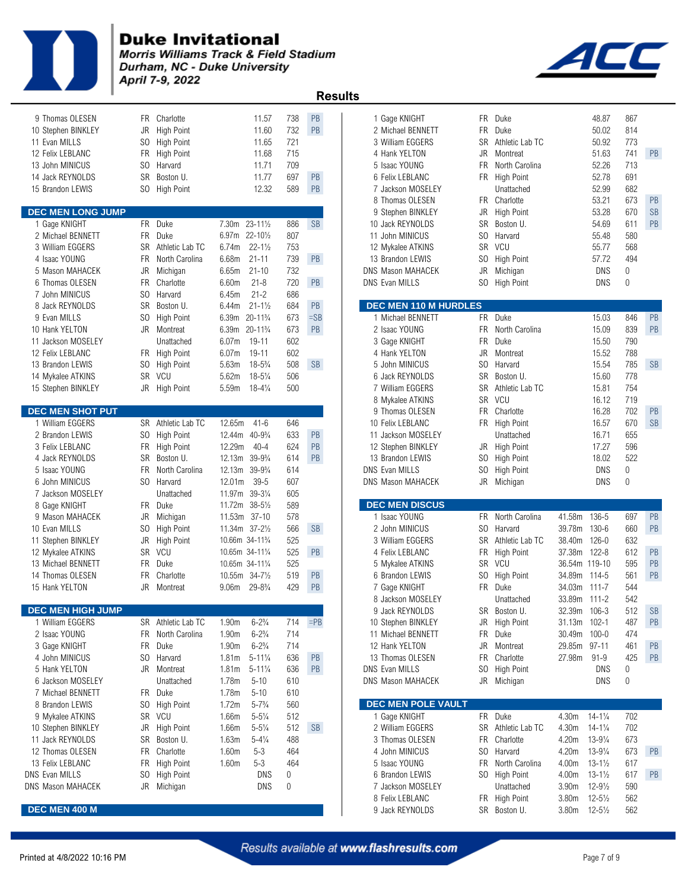# Duke Invitational

*Morris Williams Track & Field Stadium*
*Durham, NC - Duke University*
*April 7-9, 2022*

## Results

| Place | Name | Yr | Team | Mark | Points | Note |
|---|---|---|---|---|---|---|
| 9 | Thomas OLESEN | FR | Charlotte | 11.57 | 738 | PB |
| 10 | Stephen BINKLEY | JR | High Point | 11.60 | 732 | PB |
| 11 | Evan MILLS | SO | High Point | 11.65 | 721 | |
| 12 | Felix LEBLANC | FR | High Point | 11.68 | 715 | |
| 13 | John MINICUS | SO | Harvard | 11.71 | 709 | |
| 14 | Jack REYNOLDS | SR | Boston U. | 11.77 | 697 | PB |
| 15 | Brandon LEWIS | SO | High Point | 12.32 | 589 | PB |

### DEC MEN LONG JUMP

| Place | Name | Yr | Team | Mark | Imperial | Points | Note |
|---|---|---|---|---|---|---|---|
| 1 | Gage KNIGHT | FR | Duke | 7.30m | 23-11½ | 886 | SB |
| 2 | Michael BENNETT | FR | Duke | 6.97m | 22-10½ | 807 | |
| 3 | William EGGERS | SR | Athletic Lab TC | 6.74m | 22-1½ | 753 | |
| 4 | Isaac YOUNG | FR | North Carolina | 6.68m | 21-11 | 739 | PB |
| 5 | Mason MAHACEK | JR | Michigan | 6.65m | 21-10 | 732 | |
| 6 | Thomas OLESEN | FR | Charlotte | 6.60m | 21-8 | 720 | PB |
| 7 | John MINICUS | SO | Harvard | 6.45m | 21-2 | 686 | |
| 8 | Jack REYNOLDS | SR | Boston U. | 6.44m | 21-1½ | 684 | PB |
| 9 | Evan MILLS | SO | High Point | 6.39m | 20-11¾ | 673 | =SB |
| 10 | Hank YELTON | JR | Montreat | 6.39m | 20-11¾ | 673 | PB |
| 11 | Jackson MOSELEY | | Unattached | 6.07m | 19-11 | 602 | |
| 12 | Felix LEBLANC | FR | High Point | 6.07m | 19-11 | 602 | |
| 13 | Brandon LEWIS | SO | High Point | 5.63m | 18-5¾ | 508 | SB |
| 14 | Mykalee ATKINS | SR | VCU | 5.62m | 18-5¼ | 506 | |
| 15 | Stephen BINKLEY | JR | High Point | 5.59m | 18-4¼ | 500 | |

### DEC MEN SHOT PUT

| Place | Name | Yr | Team | Mark | Imperial | Points | Note |
|---|---|---|---|---|---|---|---|
| 1 | William EGGERS | SR | Athletic Lab TC | 12.65m | 41-6 | 646 | |
| 2 | Brandon LEWIS | SO | High Point | 12.44m | 40-9¾ | 633 | PB |
| 3 | Felix LEBLANC | FR | High Point | 12.29m | 40-4 | 624 | PB |
| 4 | Jack REYNOLDS | SR | Boston U. | 12.13m | 39-9¾ | 614 | PB |
| 5 | Isaac YOUNG | FR | North Carolina | 12.13m | 39-9¾ | 614 | |
| 6 | John MINICUS | SO | Harvard | 12.01m | 39-5 | 607 | |
| 7 | Jackson MOSELEY | | Unattached | 11.97m | 39-3¼ | 605 | |
| 8 | Gage KNIGHT | FR | Duke | 11.72m | 38-5½ | 589 | |
| 9 | Mason MAHACEK | JR | Michigan | 11.53m | 37-10 | 578 | |
| 10 | Evan MILLS | SO | High Point | 11.34m | 37-2½ | 566 | SB |
| 11 | Stephen BINKLEY | JR | High Point | 10.66m | 34-11¾ | 525 | |
| 12 | Mykalee ATKINS | SR | VCU | 10.65m | 34-11¼ | 525 | PB |
| 13 | Michael BENNETT | FR | Duke | 10.65m | 34-11¼ | 525 | |
| 14 | Thomas OLESEN | FR | Charlotte | 10.55m | 34-7½ | 519 | PB |
| 15 | Hank YELTON | JR | Montreat | 9.06m | 29-8¾ | 429 | PB |

### DEC MEN HIGH JUMP

| Place | Name | Yr | Team | Mark | Imperial | Points | Note |
|---|---|---|---|---|---|---|---|
| 1 | William EGGERS | SR | Athletic Lab TC | 1.90m | 6-2¾ | 714 | =PB |
| 2 | Isaac YOUNG | FR | North Carolina | 1.90m | 6-2¾ | 714 | |
| 3 | Gage KNIGHT | FR | Duke | 1.90m | 6-2¾ | 714 | |
| 4 | John MINICUS | SO | Harvard | 1.81m | 5-11¼ | 636 | PB |
| 5 | Hank YELTON | JR | Montreat | 1.81m | 5-11¼ | 636 | PB |
| 6 | Jackson MOSELEY | | Unattached | 1.78m | 5-10 | 610 | |
| 7 | Michael BENNETT | FR | Duke | 1.78m | 5-10 | 610 | |
| 8 | Brandon LEWIS | SO | High Point | 1.72m | 5-7¾ | 560 | |
| 9 | Mykalee ATKINS | SR | VCU | 1.66m | 5-5¼ | 512 | |
| 10 | Stephen BINKLEY | JR | High Point | 1.66m | 5-5¼ | 512 | SB |
| 11 | Jack REYNOLDS | SR | Boston U. | 1.63m | 5-4¼ | 488 | |
| 12 | Thomas OLESEN | FR | Charlotte | 1.60m | 5-3 | 464 | |
| 13 | Felix LEBLANC | FR | High Point | 1.60m | 5-3 | 464 | |
| DNS | Evan MILLS | SO | High Point | DNS | | 0 | |
| DNS | Mason MAHACEK | JR | Michigan | DNS | | 0 | |

### DEC MEN 400 M

| Place | Name | Yr | Team | Mark | Points | Note |
|---|---|---|---|---|---|---|
| 1 | Gage KNIGHT | FR | Duke | 48.87 | 867 | |
| 2 | Michael BENNETT | FR | Duke | 50.02 | 814 | |
| 3 | William EGGERS | SR | Athletic Lab TC | 50.92 | 773 | |
| 4 | Hank YELTON | JR | Montreat | 51.63 | 741 | PB |
| 5 | Isaac YOUNG | FR | North Carolina | 52.26 | 713 | |
| 6 | Felix LEBLANC | FR | High Point | 52.78 | 691 | |
| 7 | Jackson MOSELEY | | Unattached | 52.99 | 682 | |
| 8 | Thomas OLESEN | FR | Charlotte | 53.21 | 673 | PB |
| 9 | Stephen BINKLEY | JR | High Point | 53.28 | 670 | SB |
| 10 | Jack REYNOLDS | SR | Boston U. | 54.69 | 611 | PB |
| 11 | John MINICUS | SO | Harvard | 55.48 | 580 | |
| 12 | Mykalee ATKINS | SR | VCU | 55.77 | 568 | |
| 13 | Brandon LEWIS | SO | High Point | 57.72 | 494 | |
| DNS | Mason MAHACEK | JR | Michigan | DNS | 0 | |
| DNS | Evan MILLS | SO | High Point | DNS | 0 | |

### DEC MEN 110 M HURDLES

| Place | Name | Yr | Team | Mark | Points | Note |
|---|---|---|---|---|---|---|
| 1 | Michael BENNETT | FR | Duke | 15.03 | 846 | PB |
| 2 | Isaac YOUNG | FR | North Carolina | 15.09 | 839 | PB |
| 3 | Gage KNIGHT | FR | Duke | 15.50 | 790 | |
| 4 | Hank YELTON | JR | Montreat | 15.52 | 788 | |
| 5 | John MINICUS | SO | Harvard | 15.54 | 785 | SB |
| 6 | Jack REYNOLDS | SR | Boston U. | 15.60 | 778 | |
| 7 | William EGGERS | SR | Athletic Lab TC | 15.81 | 754 | |
| 8 | Mykalee ATKINS | SR | VCU | 16.12 | 719 | |
| 9 | Thomas OLESEN | FR | Charlotte | 16.28 | 702 | PB |
| 10 | Felix LEBLANC | FR | High Point | 16.57 | 670 | SB |
| 11 | Jackson MOSELEY | | Unattached | 16.71 | 655 | |
| 12 | Stephen BINKLEY | JR | High Point | 17.27 | 596 | |
| 13 | Brandon LEWIS | SO | High Point | 18.02 | 522 | |
| DNS | Evan MILLS | SO | High Point | DNS | 0 | |
| DNS | Mason MAHACEK | JR | Michigan | DNS | 0 | |

### DEC MEN DISCUS

| Place | Name | Yr | Team | Mark | Imperial | Points | Note |
|---|---|---|---|---|---|---|---|
| 1 | Isaac YOUNG | FR | North Carolina | 41.58m | 136-5 | 697 | PB |
| 2 | John MINICUS | SO | Harvard | 39.78m | 130-6 | 660 | PB |
| 3 | William EGGERS | SR | Athletic Lab TC | 38.40m | 126-0 | 632 | |
| 4 | Felix LEBLANC | FR | High Point | 37.38m | 122-8 | 612 | PB |
| 5 | Mykalee ATKINS | SR | VCU | 36.54m | 119-10 | 595 | PB |
| 6 | Brandon LEWIS | SO | High Point | 34.89m | 114-5 | 561 | PB |
| 7 | Gage KNIGHT | FR | Duke | 34.03m | 111-7 | 544 | |
| 8 | Jackson MOSELEY | | Unattached | 33.89m | 111-2 | 542 | |
| 9 | Jack REYNOLDS | SR | Boston U. | 32.39m | 106-3 | 512 | SB |
| 10 | Stephen BINKLEY | JR | High Point | 31.13m | 102-1 | 487 | PB |
| 11 | Michael BENNETT | FR | Duke | 30.49m | 100-0 | 474 | |
| 12 | Hank YELTON | JR | Montreat | 29.85m | 97-11 | 461 | PB |
| 13 | Thomas OLESEN | FR | Charlotte | 27.98m | 91-9 | 425 | PB |
| DNS | Evan MILLS | SO | High Point | DNS | | 0 | |
| DNS | Mason MAHACEK | JR | Michigan | DNS | | 0 | |

### DEC MEN POLE VAULT

| Place | Name | Yr | Team | Mark | Imperial | Points | Note |
|---|---|---|---|---|---|---|---|
| 1 | Gage KNIGHT | FR | Duke | 4.30m | 14-1¼ | 702 | |
| 2 | William EGGERS | SR | Athletic Lab TC | 4.30m | 14-1¼ | 702 | |
| 3 | Thomas OLESEN | FR | Charlotte | 4.20m | 13-9¼ | 673 | |
| 4 | John MINICUS | SO | Harvard | 4.20m | 13-9¼ | 673 | PB |
| 5 | Isaac YOUNG | FR | North Carolina | 4.00m | 13-1½ | 617 | |
| 6 | Brandon LEWIS | SO | High Point | 4.00m | 13-1½ | 617 | PB |
| 7 | Jackson MOSELEY | | Unattached | 3.90m | 12-9½ | 590 | |
| 8 | Felix LEBLANC | FR | High Point | 3.80m | 12-5½ | 562 | |
| 9 | Jack REYNOLDS | SR | Boston U. | 3.80m | 12-5½ | 562 | |

Results available at www.flashresults.com

Printed at 4/8/2022 10:16 PM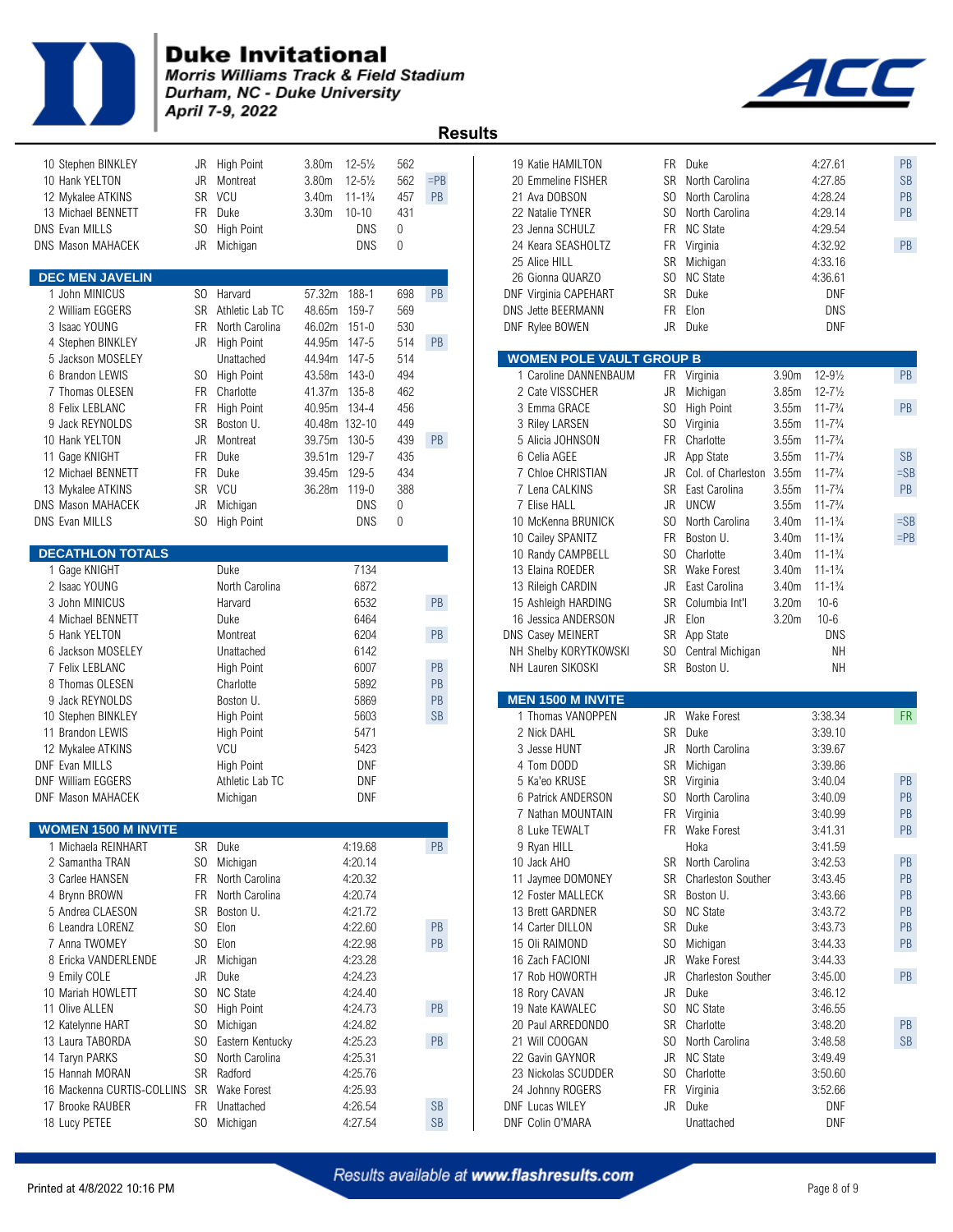# Duke Invitational

*Morris Williams Track & Field Stadium*
*Durham, NC - Duke University*
*April 7-9, 2022*

## Results

| Place | Name | Yr | Team | Mark | Imperial | Points | Note |
|---|---|---|---|---|---|---|---|
| 10 | Stephen BINKLEY | JR | High Point | 3.80m | 12-5½ | 562 | |
| 10 | Hank YELTON | JR | Montreat | 3.80m | 12-5½ | 562 | =PB |
| 12 | Mykalee ATKINS | SR | VCU | 3.40m | 11-1¾ | 457 | PB |
| 13 | Michael BENNETT | FR | Duke | 3.30m | 10-10 | 431 | |
| DNS | Evan MILLS | SO | High Point | DNS | | 0 | |
| DNS | Mason MAHACEK | JR | Michigan | DNS | | 0 | |

### DEC MEN JAVELIN

| Place | Name | Yr | Team | Mark | Imperial | Points | Note |
|---|---|---|---|---|---|---|---|
| 1 | John MINICUS | SO | Harvard | 57.32m | 188-1 | 698 | PB |
| 2 | William EGGERS | SR | Athletic Lab TC | 48.65m | 159-7 | 569 | |
| 3 | Isaac YOUNG | FR | North Carolina | 46.02m | 151-0 | 530 | |
| 4 | Stephen BINKLEY | JR | High Point | 44.95m | 147-5 | 514 | PB |
| 5 | Jackson MOSELEY | | Unattached | 44.94m | 147-5 | 514 | |
| 6 | Brandon LEWIS | SO | High Point | 43.58m | 143-0 | 494 | |
| 7 | Thomas OLESEN | FR | Charlotte | 41.37m | 135-8 | 462 | |
| 8 | Felix LEBLANC | FR | High Point | 40.95m | 134-4 | 456 | |
| 9 | Jack REYNOLDS | SR | Boston U. | 40.48m | 132-10 | 449 | |
| 10 | Hank YELTON | JR | Montreat | 39.75m | 130-5 | 439 | PB |
| 11 | Gage KNIGHT | FR | Duke | 39.51m | 129-7 | 435 | |
| 12 | Michael BENNETT | FR | Duke | 39.45m | 129-5 | 434 | |
| 13 | Mykalee ATKINS | SR | VCU | 36.28m | 119-0 | 388 | |
| DNS | Mason MAHACEK | JR | Michigan | DNS | | 0 | |
| DNS | Evan MILLS | SO | High Point | DNS | | 0 | |

### DECATHLON TOTALS

| Place | Name | Team | Points | Note |
|---|---|---|---|---|
| 1 | Gage KNIGHT | Duke | 7134 | |
| 2 | Isaac YOUNG | North Carolina | 6872 | |
| 3 | John MINICUS | Harvard | 6532 | PB |
| 4 | Michael BENNETT | Duke | 6464 | |
| 5 | Hank YELTON | Montreat | 6204 | PB |
| 6 | Jackson MOSELEY | Unattached | 6142 | |
| 7 | Felix LEBLANC | High Point | 6007 | PB |
| 8 | Thomas OLESEN | Charlotte | 5892 | PB |
| 9 | Jack REYNOLDS | Boston U. | 5869 | PB |
| 10 | Stephen BINKLEY | High Point | 5603 | SB |
| 11 | Brandon LEWIS | High Point | 5471 | |
| 12 | Mykalee ATKINS | VCU | 5423 | |
| DNF | Evan MILLS | High Point | DNF | |
| DNF | William EGGERS | Athletic Lab TC | DNF | |
| DNF | Mason MAHACEK | Michigan | DNF | |

### WOMEN 1500 M INVITE

| Place | Name | Yr | Team | Time | Note |
|---|---|---|---|---|---|
| 1 | Michaela REINHART | SR | Duke | 4:19.68 | PB |
| 2 | Samantha TRAN | SO | Michigan | 4:20.14 | |
| 3 | Carlee HANSEN | FR | North Carolina | 4:20.32 | |
| 4 | Brynn BROWN | FR | North Carolina | 4:20.74 | |
| 5 | Andrea CLAESON | SR | Boston U. | 4:21.72 | |
| 6 | Leandra LORENZ | SO | Elon | 4:22.60 | PB |
| 7 | Anna TWOMEY | SO | Elon | 4:22.98 | PB |
| 8 | Ericka VANDERLENDE | JR | Michigan | 4:23.28 | |
| 9 | Emily COLE | JR | Duke | 4:24.23 | |
| 10 | Mariah HOWLETT | SO | NC State | 4:24.40 | |
| 11 | Olive ALLEN | SO | High Point | 4:24.73 | PB |
| 12 | Katelynne HART | SO | Michigan | 4:24.82 | |
| 13 | Laura TABORDA | SO | Eastern Kentucky | 4:25.23 | PB |
| 14 | Taryn PARKS | SO | North Carolina | 4:25.31 | |
| 15 | Hannah MORAN | SR | Radford | 4:25.76 | |
| 16 | Mackenna CURTIS-COLLINS | SR | Wake Forest | 4:25.93 | |
| 17 | Brooke RAUBER | FR | Unattached | 4:26.54 | SB |
| 18 | Lucy PETEE | SO | Michigan | 4:27.54 | SB |
| 19 | Katie HAMILTON | FR | Duke | 4:27.61 | PB |
| 20 | Emmeline FISHER | SR | North Carolina | 4:27.85 | SB |
| 21 | Ava DOBSON | SO | North Carolina | 4:28.24 | PB |
| 22 | Natalie TYNER | SO | North Carolina | 4:29.14 | PB |
| 23 | Jenna SCHULZ | FR | NC State | 4:29.54 | |
| 24 | Keara SEASHOLTZ | FR | Virginia | 4:32.92 | PB |
| 25 | Alice HILL | SR | Michigan | 4:33.16 | |
| 26 | Gionna QUARZO | SO | NC State | 4:36.61 | |
| DNF | Virginia CAPEHART | SR | Duke | DNF | |
| DNS | Jette BEERMANN | FR | Elon | DNS | |
| DNF | Rylee BOWEN | JR | Duke | DNF | |

### WOMEN POLE VAULT GROUP B

| Place | Name | Yr | Team | Mark | Imperial | Note |
|---|---|---|---|---|---|---|
| 1 | Caroline DANNENBAUM | FR | Virginia | 3.90m | 12-9½ | PB |
| 2 | Cate VISSCHER | JR | Michigan | 3.85m | 12-7½ | |
| 3 | Emma GRACE | SO | High Point | 3.55m | 11-7¾ | PB |
| 3 | Riley LARSEN | SO | Virginia | 3.55m | 11-7¾ | |
| 5 | Alicia JOHNSON | FR | Charlotte | 3.55m | 11-7¾ | |
| 6 | Celia AGEE | JR | App State | 3.55m | 11-7¾ | SB |
| 7 | Chloe CHRISTIAN | JR | Col. of Charleston | 3.55m | 11-7¾ | =SB |
| 7 | Lena CALKINS | SR | East Carolina | 3.55m | 11-7¾ | PB |
| 7 | Elise HALL | JR | UNCW | 3.55m | 11-7¾ | |
| 10 | McKenna BRUNICK | SO | North Carolina | 3.40m | 11-1¾ | =SB |
| 10 | Cailey SPANITZ | FR | Boston U. | 3.40m | 11-1¾ | =PB |
| 10 | Randy CAMPBELL | SO | Charlotte | 3.40m | 11-1¾ | |
| 13 | Elaina ROEDER | SR | Wake Forest | 3.40m | 11-1¾ | |
| 13 | Rileigh CARDIN | JR | East Carolina | 3.40m | 11-1¾ | |
| 15 | Ashleigh HARDING | SR | Columbia Int'l | 3.20m | 10-6 | |
| 16 | Jessica ANDERSON | JR | Elon | 3.20m | 10-6 | |
| DNS | Casey MEINERT | SR | App State | DNS | | |
| NH | Shelby KORYTKOWSKI | SO | Central Michigan | NH | | |
| NH | Lauren SIKOSKI | SR | Boston U. | NH | | |

### MEN 1500 M INVITE

| Place | Name | Yr | Team | Time | Note |
|---|---|---|---|---|---|
| 1 | Thomas VANOPPEN | JR | Wake Forest | 3:38.34 | FR |
| 2 | Nick DAHL | SR | Duke | 3:39.10 | |
| 3 | Jesse HUNT | JR | North Carolina | 3:39.67 | |
| 4 | Tom DODD | SR | Michigan | 3:39.86 | |
| 5 | Ka'eo KRUSE | SR | Virginia | 3:40.04 | PB |
| 6 | Patrick ANDERSON | SO | North Carolina | 3:40.09 | PB |
| 7 | Nathan MOUNTAIN | FR | Virginia | 3:40.99 | PB |
| 8 | Luke TEWALT | FR | Wake Forest | 3:41.31 | PB |
| 9 | Ryan HILL | | Hoka | 3:41.59 | |
| 10 | Jack AHO | SR | North Carolina | 3:42.53 | PB |
| 11 | Jaymee DOMONEY | SR | Charleston Souther | 3:43.45 | PB |
| 12 | Foster MALLECK | SR | Boston U. | 3:43.66 | PB |
| 13 | Brett GARDNER | SO | NC State | 3:43.72 | PB |
| 14 | Carter DILLON | SR | Duke | 3:43.73 | PB |
| 15 | Oli RAIMOND | SO | Michigan | 3:44.33 | PB |
| 16 | Zach FACIONI | JR | Wake Forest | 3:44.33 | |
| 17 | Rob HOWORTH | JR | Charleston Souther | 3:45.00 | PB |
| 18 | Rory CAVAN | JR | Duke | 3:46.12 | |
| 19 | Nate KAWALEC | SO | NC State | 3:46.55 | |
| 20 | Paul ARREDONDO | SR | Charlotte | 3:48.20 | PB |
| 21 | Will COOGAN | SO | North Carolina | 3:48.58 | SB |
| 22 | Gavin GAYNOR | JR | NC State | 3:49.49 | |
| 23 | Nickolas SCUDDER | SO | Charlotte | 3:50.60 | |
| 24 | Johnny ROGERS | FR | Virginia | 3:52.66 | |
| DNF | Lucas WILEY | JR | Duke | DNF | |
| DNF | Colin O'MARA | | Unattached | DNF | |

Results available at www.flashresults.com

Printed at 4/8/2022 10:16 PM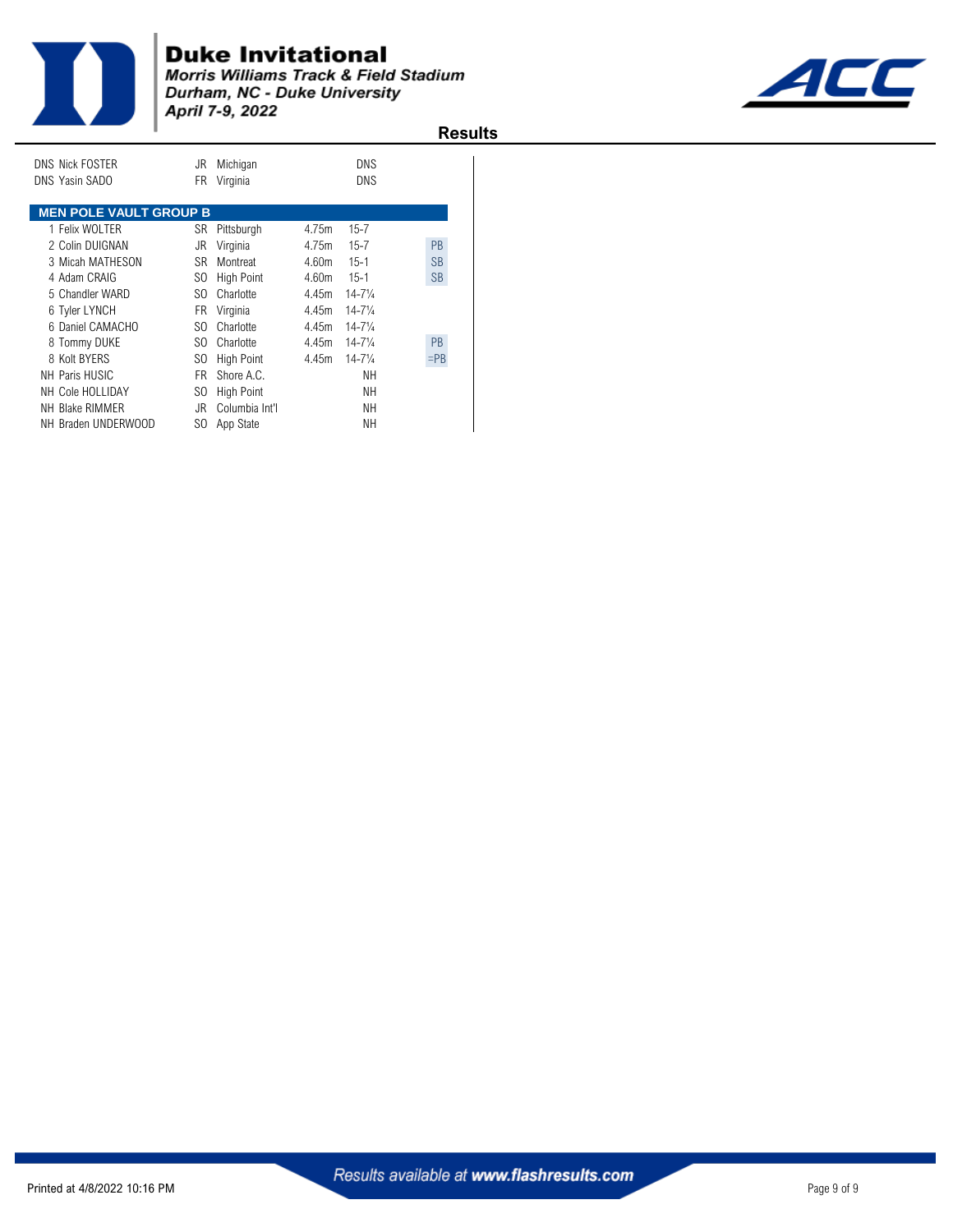| | | | | | | |
|---|---|---|---|---|---|---|
| DNS | Nick FOSTER | JR | Michigan | | DNS | |
| DNS | Yasin SADO | FR | Virginia | | DNS | |

## MEN POLE VAULT GROUP B

| | | | | | | |
|---|---|---|---|---|---|---|
| 1 | Felix WOLTER | SR | Pittsburgh | 4.75m | 15-7 | |
| 2 | Colin DUIGNAN | JR | Virginia | 4.75m | 15-7 | PB |
| 3 | Micah MATHESON | SR | Montreat | 4.60m | 15-1 | SB |
| 4 | Adam CRAIG | SO | High Point | 4.60m | 15-1 | SB |
| 5 | Chandler WARD | SO | Charlotte | 4.45m | 14-7¼ | |
| 6 | Tyler LYNCH | FR | Virginia | 4.45m | 14-7¼ | |
| 6 | Daniel CAMACHO | SO | Charlotte | 4.45m | 14-7¼ | |
| 8 | Tommy DUKE | SO | Charlotte | 4.45m | 14-7¼ | PB |
| 8 | Kolt BYERS | SO | High Point | 4.45m | 14-7¼ | =PB |
| NH | Paris HUSIC | FR | Shore A.C. | | NH | |
| NH | Cole HOLLIDAY | SO | High Point | | NH | |
| NH | Blake RIMMER | JR | Columbia Int'l | | NH | |
| NH | Braden UNDERWOOD | SO | App State | | NH | |